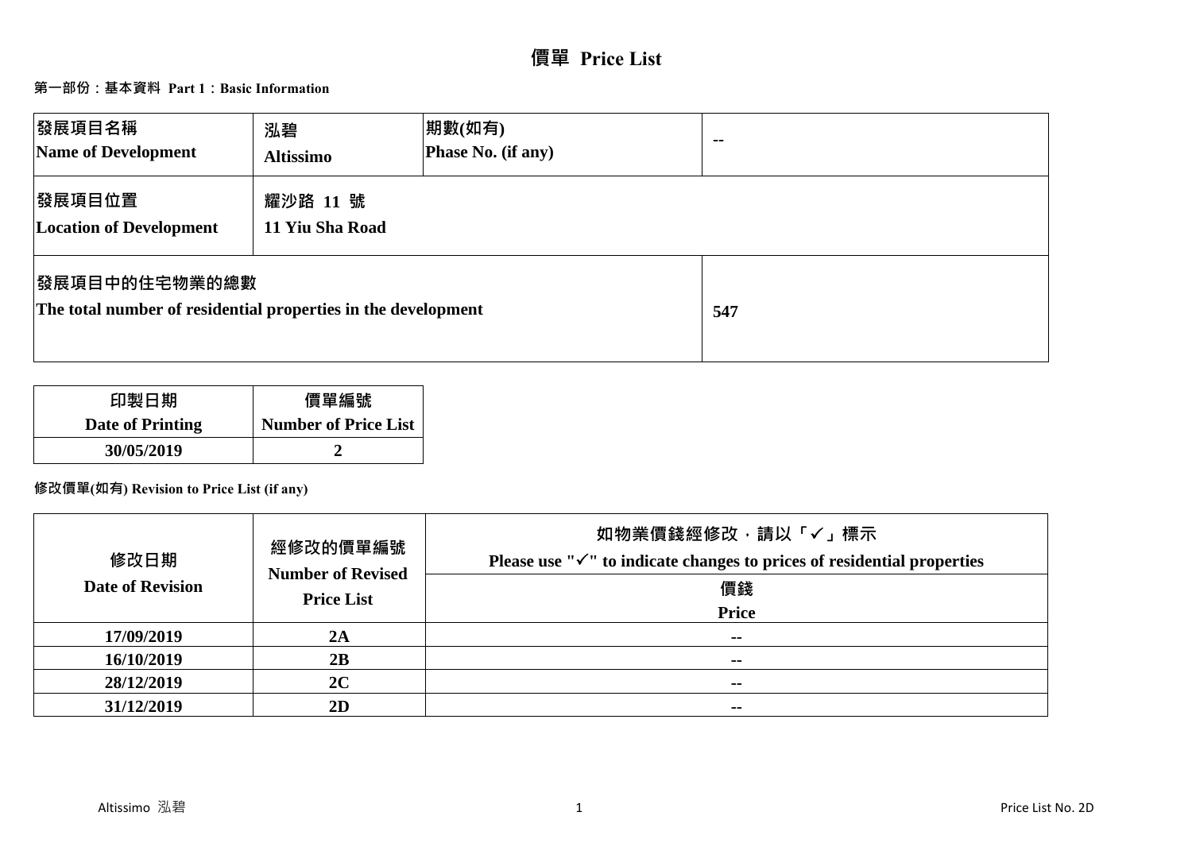# 價單 Price List

## 第一部份：基本資料 Part 1：Basic Information

| 發展項目名稱<br>Name of Development | 泓碧<br>Altissimo | 期數(如有)<br>Phase No. (if any) | -- |
|---|---|---|---|
| 發展項目位置<br>Location of Development | 耀沙路 11 號<br>11 Yiu Sha Road | | |
| 發展項目中的住宅物業的總數<br>The total number of residential properties in the development | | | 547 |

| 印製日期<br>Date of Printing | 價單編號<br>Number of Price List |
|---|---|
| 30/05/2019 | 2 |

**修改價單(如有) Revision to Price List (if any)**

| 修改日期<br>Date of Revision | 經修改的價單編號<br>Number of Revised Price List | 如物業價錢經修改，請以「✓」標示<br>Please use "✓" to indicate changes to prices of residential properties |
|---|---|---|
| | | 價錢<br>Price |
| 17/09/2019 | 2A | -- |
| 16/10/2019 | 2B | -- |
| 28/12/2019 | 2C | -- |
| 31/12/2019 | 2D | -- |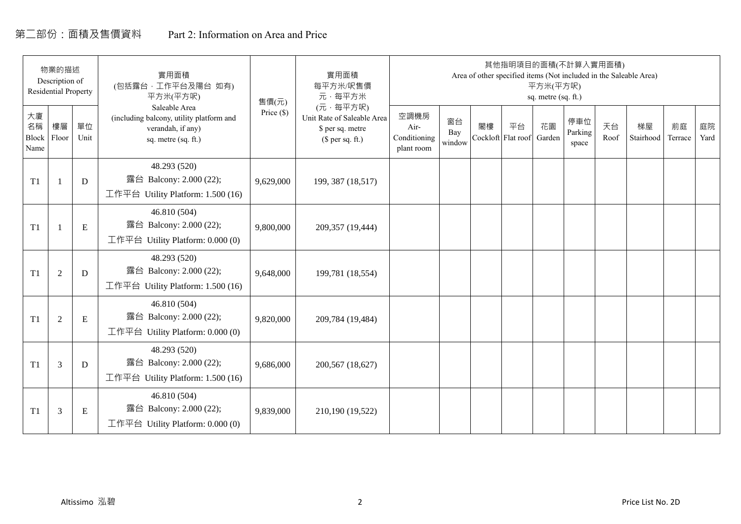# 第二部份：面積及售價資料　　Part 2: Information on Area and Price

| 物業的描述 Description of Residential Property | | | 實用面積 (包括露台，工作平台及陽台 如有) 平方米(平方呎) Saleable Area (including balcony, utility platform and verandah, if any) sq. metre (sq. ft.) | 售價(元) Price ($) | 實用面積 每平方米/呎售價 元，每平方米 (元，每平方呎) Unit Rate of Saleable Area $ per sq. metre ($ per sq. ft.) | 其他指明項目的面積(不計算入實用面積) Area of other specified items (Not included in the Saleable Area) 平方米(平方呎) sq. metre (sq. ft.) | | | | | | | | | |
|---|---|---|---|---|---|---|---|---|---|---|---|---|---|---|---|
| 大廈名稱 Block Name | 樓層 Floor | 單位 Unit | | | | 空調機房 Air-Conditioning plant room | 窗台 Bay window | 閣樓 Cockloft | 平台 Flat roof | 花園 Garden | 停車位 Parking space | 天台 Roof | 梯屋 Stairhood | 前庭 Terrace | 庭院 Yard |
| T1 | 1 | D | 48.293 (520) 露台 Balcony: 2.000 (22); 工作平台 Utility Platform: 1.500 (16) | 9,629,000 | 199, 387 (18,517) | | | | | | | | | | |
| T1 | 1 | E | 46.810 (504) 露台 Balcony: 2.000 (22); 工作平台 Utility Platform: 0.000 (0) | 9,800,000 | 209,357 (19,444) | | | | | | | | | | |
| T1 | 2 | D | 48.293 (520) 露台 Balcony: 2.000 (22); 工作平台 Utility Platform: 1.500 (16) | 9,648,000 | 199,781 (18,554) | | | | | | | | | | |
| T1 | 2 | E | 46.810 (504) 露台 Balcony: 2.000 (22); 工作平台 Utility Platform: 0.000 (0) | 9,820,000 | 209,784 (19,484) | | | | | | | | | | |
| T1 | 3 | D | 48.293 (520) 露台 Balcony: 2.000 (22); 工作平台 Utility Platform: 1.500 (16) | 9,686,000 | 200,567 (18,627) | | | | | | | | | | |
| T1 | 3 | E | 46.810 (504) 露台 Balcony: 2.000 (22); 工作平台 Utility Platform: 0.000 (0) | 9,839,000 | 210,190 (19,522) | | | | | | | | | | |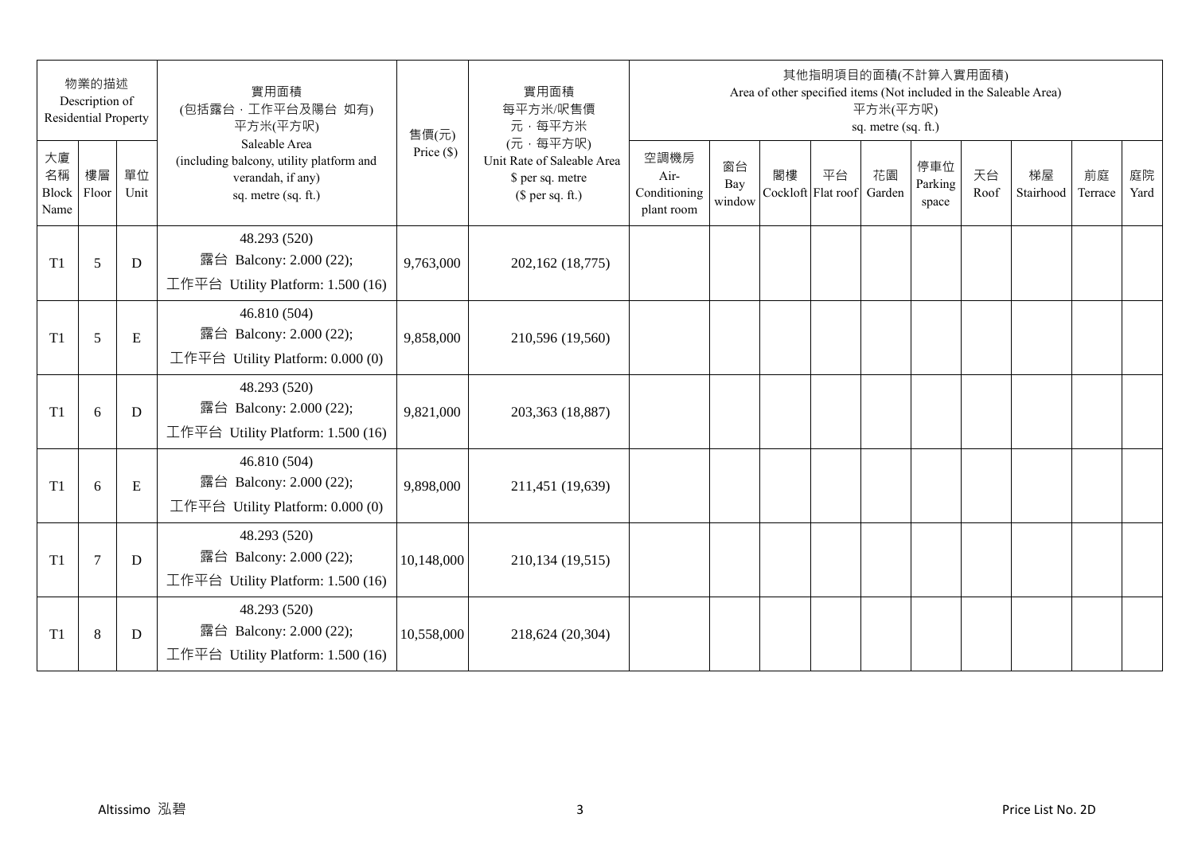| 物業的描述 Description of Residential Property | | | 實用面積 (包括露台，工作平台及陽台 如有) 平方米(平方呎) Saleable Area (including balcony, utility platform and verandah, if any) sq. metre (sq. ft.) | 售價(元) Price ($) | 實用面積 每平方米/呎售價 元，每平方米 (元，每平方呎) Unit Rate of Saleable Area $ per sq. metre ($ per sq. ft.) | 其他指明項目的面積(不計算入實用面積) Area of other specified items (Not included in the Saleable Area) 平方米(平方呎) sq. metre (sq. ft.) | | | | | | | | | |
|---|---|---|---|---|---|---|---|---|---|---|---|---|---|---|---|
| 大廈名稱 Block Name | 樓層 Floor | 單位 Unit | | | | 空調機房 Air-Conditioning plant room | 窗台 Bay window | 閣樓 Cockloft | 平台 Flat roof | 花園 Garden | 停車位 Parking space | 天台 Roof | 梯屋 Stairhood | 前庭 Terrace | 庭院 Yard |
| T1 | 5 | D | 48.293 (520) 露台 Balcony: 2.000 (22); 工作平台 Utility Platform: 1.500 (16) | 9,763,000 | 202,162 (18,775) | | | | | | | | | | |
| T1 | 5 | E | 46.810 (504) 露台 Balcony: 2.000 (22); 工作平台 Utility Platform: 0.000 (0) | 9,858,000 | 210,596 (19,560) | | | | | | | | | | |
| T1 | 6 | D | 48.293 (520) 露台 Balcony: 2.000 (22); 工作平台 Utility Platform: 1.500 (16) | 9,821,000 | 203,363 (18,887) | | | | | | | | | | |
| T1 | 6 | E | 46.810 (504) 露台 Balcony: 2.000 (22); 工作平台 Utility Platform: 0.000 (0) | 9,898,000 | 211,451 (19,639) | | | | | | | | | | |
| T1 | 7 | D | 48.293 (520) 露台 Balcony: 2.000 (22); 工作平台 Utility Platform: 1.500 (16) | 10,148,000 | 210,134 (19,515) | | | | | | | | | | |
| T1 | 8 | D | 48.293 (520) 露台 Balcony: 2.000 (22); 工作平台 Utility Platform: 1.500 (16) | 10,558,000 | 218,624 (20,304) | | | | | | | | | | |

Altissimo 泓碧

Price List No. 2D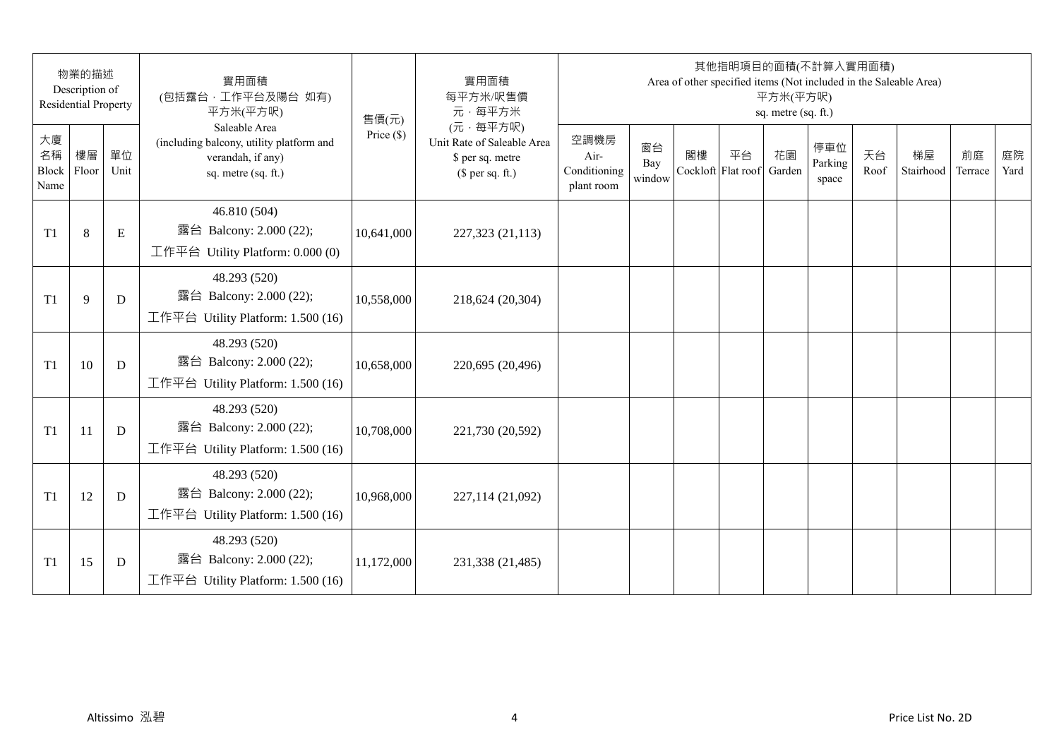| 物業的描述 Description of Residential Property | | | 實用面積 (包括露台．工作平台及陽台 如有) 平方米(平方呎) Saleable Area (including balcony, utility platform and verandah, if any) sq. metre (sq. ft.) | 售價(元) Price ($) | 實用面積 每平方米/呎售價 元．每平方米 (元．每平方呎) Unit Rate of Saleable Area $ per sq. metre ($ per sq. ft.) | 其他指明項目的面積(不計算入實用面積) Area of other specified items (Not included in the Saleable Area) 平方米(平方呎) sq. metre (sq. ft.) | | | | | | | | | |
|---|---|---|---|---|---|---|---|---|---|---|---|---|---|---|---|
| 大廈名稱 Block Name | 樓層 Floor | 單位 Unit | | | | 空調機房 Air-Conditioning plant room | 窗台 Bay window | 閣樓 Cockloft | 平台 Flat roof | 花園 Garden | 停車位 Parking space | 天台 Roof | 梯屋 Stairhood | 前庭 Terrace | 庭院 Yard |
| T1 | 8 | E | 46.810 (504) 露台 Balcony: 2.000 (22); 工作平台 Utility Platform: 0.000 (0) | 10,641,000 | 227,323 (21,113) | | | | | | | | | | |
| T1 | 9 | D | 48.293 (520) 露台 Balcony: 2.000 (22); 工作平台 Utility Platform: 1.500 (16) | 10,558,000 | 218,624 (20,304) | | | | | | | | | | |
| T1 | 10 | D | 48.293 (520) 露台 Balcony: 2.000 (22); 工作平台 Utility Platform: 1.500 (16) | 10,658,000 | 220,695 (20,496) | | | | | | | | | | |
| T1 | 11 | D | 48.293 (520) 露台 Balcony: 2.000 (22); 工作平台 Utility Platform: 1.500 (16) | 10,708,000 | 221,730 (20,592) | | | | | | | | | | |
| T1 | 12 | D | 48.293 (520) 露台 Balcony: 2.000 (22); 工作平台 Utility Platform: 1.500 (16) | 10,968,000 | 227,114 (21,092) | | | | | | | | | | |
| T1 | 15 | D | 48.293 (520) 露台 Balcony: 2.000 (22); 工作平台 Utility Platform: 1.500 (16) | 11,172,000 | 231,338 (21,485) | | | | | | | | | | |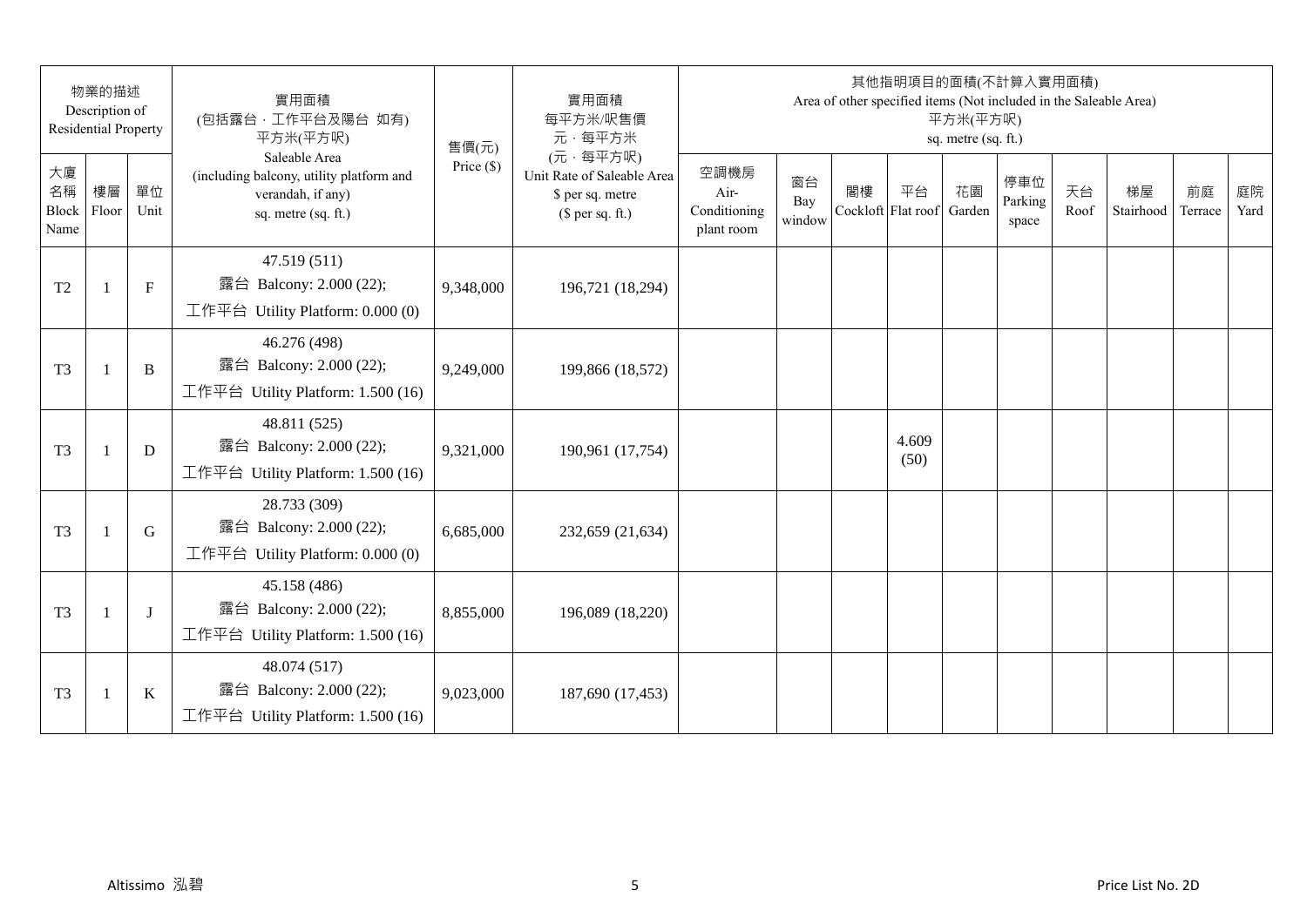| 物業的描述 Description of Residential Property | | | 實用面積 (包括露台﹑工作平台及陽台 如有) 平方米(平方呎) Saleable Area (including balcony, utility platform and verandah, if any) sq. metre (sq. ft.) | 售價(元) Price ($) | 實用面積 每平方米/呎售價 元﹐每平方米 (元﹐每平方呎) Unit Rate of Saleable Area $ per sq. metre ($ per sq. ft.) | 其他指明項目的面積(不計算入實用面積) Area of other specified items (Not included in the Saleable Area) 平方米(平方呎) sq. metre (sq. ft.) | | | | | | | | | |
|---|---|---|---|---|---|---|---|---|---|---|---|---|---|---|---|
| 大廈名稱 Block Name | 樓層 Floor | 單位 Unit | | | | 空調機房 Air-Conditioning plant room | 窗台 Bay window | 閣樓 Cockloft | 平台 Flat roof | 花園 Garden | 停車位 Parking space | 天台 Roof | 梯屋 Stairhood | 前庭 Terrace | 庭院 Yard |
| T2 | 1 | F | 47.519 (511) 露台 Balcony: 2.000 (22); 工作平台 Utility Platform: 0.000 (0) | 9,348,000 | 196,721 (18,294) | | | | | | | | | | |
| T3 | 1 | B | 46.276 (498) 露台 Balcony: 2.000 (22); 工作平台 Utility Platform: 1.500 (16) | 9,249,000 | 199,866 (18,572) | | | | | | | | | | |
| T3 | 1 | D | 48.811 (525) 露台 Balcony: 2.000 (22); 工作平台 Utility Platform: 1.500 (16) | 9,321,000 | 190,961 (17,754) | | | | 4.609 (50) | | | | | | |
| T3 | 1 | G | 28.733 (309) 露台 Balcony: 2.000 (22); 工作平台 Utility Platform: 0.000 (0) | 6,685,000 | 232,659 (21,634) | | | | | | | | | | |
| T3 | 1 | J | 45.158 (486) 露台 Balcony: 2.000 (22); 工作平台 Utility Platform: 1.500 (16) | 8,855,000 | 196,089 (18,220) | | | | | | | | | | |
| T3 | 1 | K | 48.074 (517) 露台 Balcony: 2.000 (22); 工作平台 Utility Platform: 1.500 (16) | 9,023,000 | 187,690 (17,453) | | | | | | | | | | |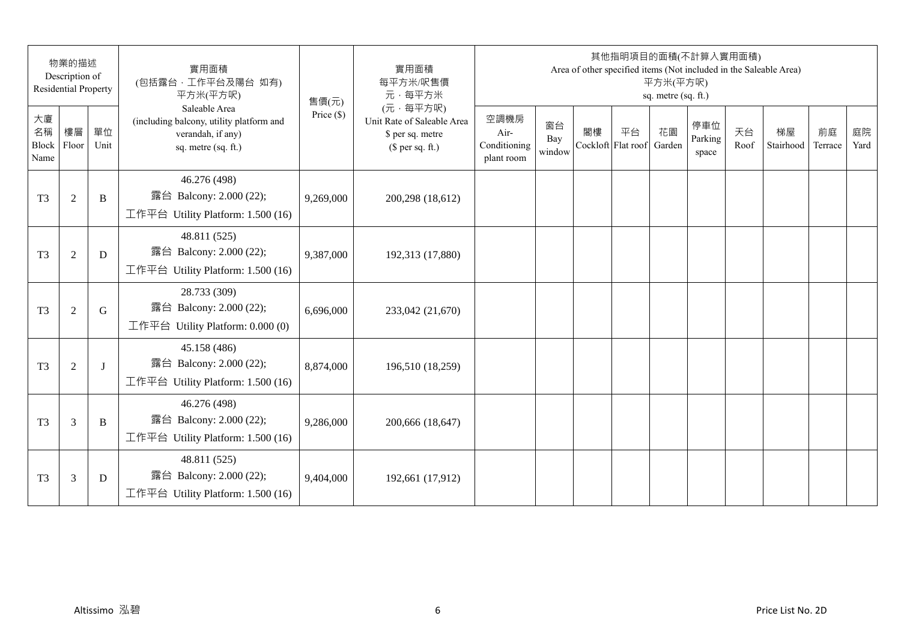| 物業的描述 Description of Residential Property | | | 實用面積 (包括露台．工作平台及陽台 如有) 平方米(平方呎) Saleable Area (including balcony, utility platform and verandah, if any) sq. metre (sq. ft.) | 售價(元) Price ($) | 實用面積 每平方米/呎售價 元．每平方米 (元．每平方呎) Unit Rate of Saleable Area $ per sq. metre ($ per sq. ft.) | 其他指明項目的面積(不計算入實用面積) Area of other specified items (Not included in the Saleable Area) 平方米(平方呎) sq. metre (sq. ft.) | | | | | | | | | |
|---|---|---|---|---|---|---|---|---|---|---|---|---|---|---|---|
| 大廈名稱 Block Name | 樓層 Floor | 單位 Unit | | | | 空調機房 Air-Conditioning plant room | 窗台 Bay window | 閣樓 Cockloft | 平台 Flat roof | 花園 Garden | 停車位 Parking space | 天台 Roof | 梯屋 Stairhood | 前庭 Terrace | 庭院 Yard |
| T3 | 2 | B | 46.276 (498) 露台 Balcony: 2.000 (22); 工作平台 Utility Platform: 1.500 (16) | 9,269,000 | 200,298 (18,612) | | | | | | | | | | |
| T3 | 2 | D | 48.811 (525) 露台 Balcony: 2.000 (22); 工作平台 Utility Platform: 1.500 (16) | 9,387,000 | 192,313 (17,880) | | | | | | | | | | |
| T3 | 2 | G | 28.733 (309) 露台 Balcony: 2.000 (22); 工作平台 Utility Platform: 0.000 (0) | 6,696,000 | 233,042 (21,670) | | | | | | | | | | |
| T3 | 2 | J | 45.158 (486) 露台 Balcony: 2.000 (22); 工作平台 Utility Platform: 1.500 (16) | 8,874,000 | 196,510 (18,259) | | | | | | | | | | |
| T3 | 3 | B | 46.276 (498) 露台 Balcony: 2.000 (22); 工作平台 Utility Platform: 1.500 (16) | 9,286,000 | 200,666 (18,647) | | | | | | | | | | |
| T3 | 3 | D | 48.811 (525) 露台 Balcony: 2.000 (22); 工作平台 Utility Platform: 1.500 (16) | 9,404,000 | 192,661 (17,912) | | | | | | | | | | |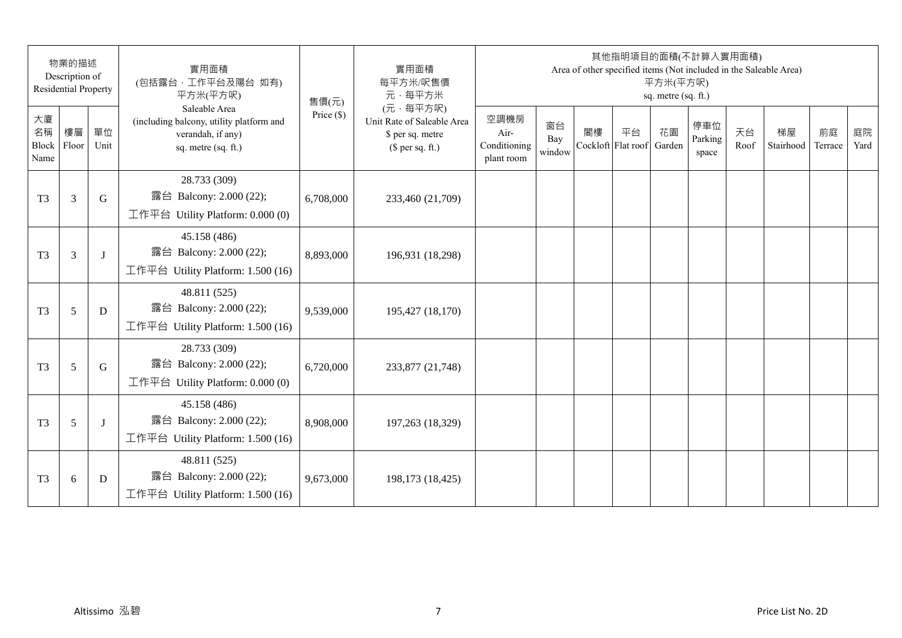| 物業的描述 Description of Residential Property | | | 實用面積 (包括露台，工作平台及陽台 如有) 平方米(平方呎) Saleable Area (including balcony, utility platform and verandah, if any) sq. metre (sq. ft.) | 售價(元) Price ($) | 實用面積 每平方米/呎售價 元，每平方米 (元，每平方呎) Unit Rate of Saleable Area $ per sq. metre ($ per sq. ft.) | 其他指明項目的面積(不計算入實用面積) Area of other specified items (Not included in the Saleable Area) 平方米(平方呎) sq. metre (sq. ft.) | | | | | | | | | |
|---|---|---|---|---|---|---|---|---|---|---|---|---|---|---|---|
| 大廈名稱 Block Name | 樓層 Floor | 單位 Unit | | | | 空調機房 Air-Conditioning plant room | 窗台 Bay window | 閣樓 Cockloft | 平台 Flat roof | 花園 Garden | 停車位 Parking space | 天台 Roof | 梯屋 Stairhood | 前庭 Terrace | 庭院 Yard |
| T3 | 3 | G | 28.733 (309) 露台 Balcony: 2.000 (22); 工作平台 Utility Platform: 0.000 (0) | 6,708,000 | 233,460 (21,709) | | | | | | | | | | |
| T3 | 3 | J | 45.158 (486) 露台 Balcony: 2.000 (22); 工作平台 Utility Platform: 1.500 (16) | 8,893,000 | 196,931 (18,298) | | | | | | | | | | |
| T3 | 5 | D | 48.811 (525) 露台 Balcony: 2.000 (22); 工作平台 Utility Platform: 1.500 (16) | 9,539,000 | 195,427 (18,170) | | | | | | | | | | |
| T3 | 5 | G | 28.733 (309) 露台 Balcony: 2.000 (22); 工作平台 Utility Platform: 0.000 (0) | 6,720,000 | 233,877 (21,748) | | | | | | | | | | |
| T3 | 5 | J | 45.158 (486) 露台 Balcony: 2.000 (22); 工作平台 Utility Platform: 1.500 (16) | 8,908,000 | 197,263 (18,329) | | | | | | | | | | |
| T3 | 6 | D | 48.811 (525) 露台 Balcony: 2.000 (22); 工作平台 Utility Platform: 1.500 (16) | 9,673,000 | 198,173 (18,425) | | | | | | | | | | |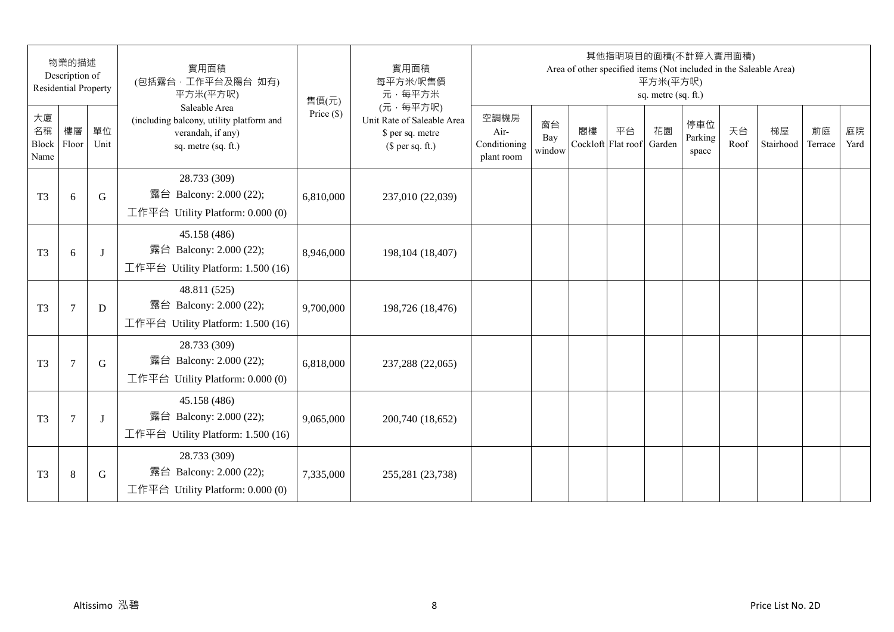| 物業的描述 Description of Residential Property | | | 實用面積 (包括露台，工作平台及陽台 如有) 平方米(平方呎) Saleable Area (including balcony, utility platform and verandah, if any) sq. metre (sq. ft.) | 售價(元) Price ($) | 實用面積 每平方米/呎售價 元，每平方米 (元，每平方呎) Unit Rate of Saleable Area $ per sq. metre ($ per sq. ft.) | 其他指明項目的面積(不計算入實用面積) Area of other specified items (Not included in the Saleable Area) 平方米(平方呎) sq. metre (sq. ft.) | | | | | | | | | |
|---|---|---|---|---|---|---|---|---|---|---|---|---|---|---|---|
| 大廈名稱 Block Name | 樓層 Floor | 單位 Unit | | | | 空調機房 Air-Conditioning plant room | 窗台 Bay window | 閣樓 Cockloft | 平台 Flat roof | 花園 Garden | 停車位 Parking space | 天台 Roof | 梯屋 Stairhood | 前庭 Terrace | 庭院 Yard |
| T3 | 6 | G | 28.733 (309) 露台 Balcony: 2.000 (22); 工作平台 Utility Platform: 0.000 (0) | 6,810,000 | 237,010 (22,039) | | | | | | | | | | |
| T3 | 6 | J | 45.158 (486) 露台 Balcony: 2.000 (22); 工作平台 Utility Platform: 1.500 (16) | 8,946,000 | 198,104 (18,407) | | | | | | | | | | |
| T3 | 7 | D | 48.811 (525) 露台 Balcony: 2.000 (22); 工作平台 Utility Platform: 1.500 (16) | 9,700,000 | 198,726 (18,476) | | | | | | | | | | |
| T3 | 7 | G | 28.733 (309) 露台 Balcony: 2.000 (22); 工作平台 Utility Platform: 0.000 (0) | 6,818,000 | 237,288 (22,065) | | | | | | | | | | |
| T3 | 7 | J | 45.158 (486) 露台 Balcony: 2.000 (22); 工作平台 Utility Platform: 1.500 (16) | 9,065,000 | 200,740 (18,652) | | | | | | | | | | |
| T3 | 8 | G | 28.733 (309) 露台 Balcony: 2.000 (22); 工作平台 Utility Platform: 0.000 (0) | 7,335,000 | 255,281 (23,738) | | | | | | | | | | |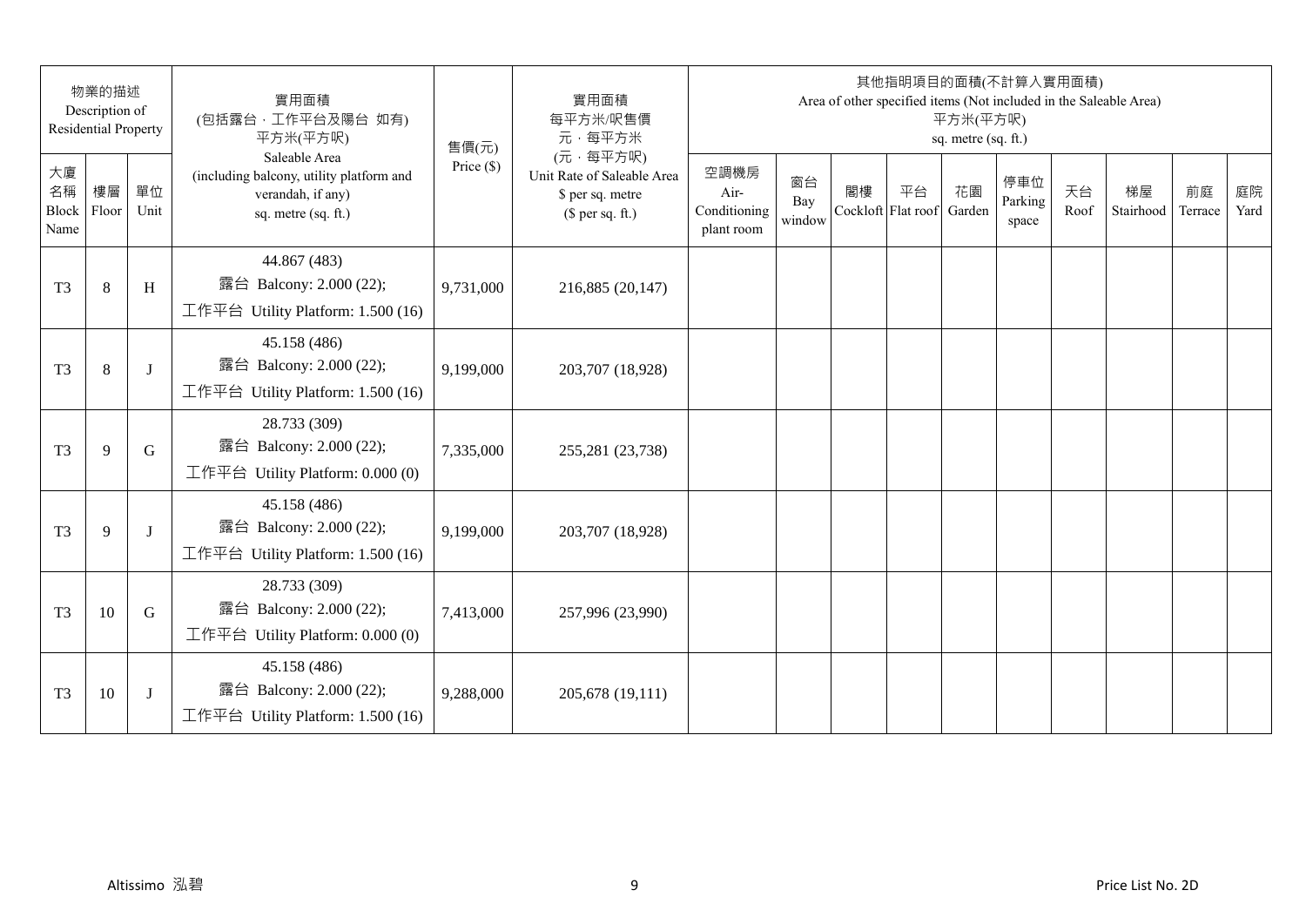| 物業的描述 Description of Residential Property | | | 實用面積 (包括露台．工作平台及陽台 如有) 平方米(平方呎) Saleable Area (including balcony, utility platform and verandah, if any) sq. metre (sq. ft.) | 售價(元) Price ($) | 實用面積 每平方米/呎售價 元．每平方米 (元．每平方呎) Unit Rate of Saleable Area $ per sq. metre ($ per sq. ft.) | 其他指明項目的面積(不計算入實用面積) Area of other specified items (Not included in the Saleable Area) 平方米(平方呎) sq. metre (sq. ft.) | | | | | | | | | |
|---|---|---|---|---|---|---|---|---|---|---|---|---|---|---|---|
| 大廈名稱 Block Name | 樓層 Floor | 單位 Unit | | | | 空調機房 Air-Conditioning plant room | 窗台 Bay window | 閣樓 Cockloft | 平台 Flat roof | 花園 Garden | 停車位 Parking space | 天台 Roof | 梯屋 Stairhood | 前庭 Terrace | 庭院 Yard |
| T3 | 8 | H | 44.867 (483) 露台 Balcony: 2.000 (22); 工作平台 Utility Platform: 1.500 (16) | 9,731,000 | 216,885 (20,147) | | | | | | | | | | |
| T3 | 8 | J | 45.158 (486) 露台 Balcony: 2.000 (22); 工作平台 Utility Platform: 1.500 (16) | 9,199,000 | 203,707 (18,928) | | | | | | | | | | |
| T3 | 9 | G | 28.733 (309) 露台 Balcony: 2.000 (22); 工作平台 Utility Platform: 0.000 (0) | 7,335,000 | 255,281 (23,738) | | | | | | | | | | |
| T3 | 9 | J | 45.158 (486) 露台 Balcony: 2.000 (22); 工作平台 Utility Platform: 1.500 (16) | 9,199,000 | 203,707 (18,928) | | | | | | | | | | |
| T3 | 10 | G | 28.733 (309) 露台 Balcony: 2.000 (22); 工作平台 Utility Platform: 0.000 (0) | 7,413,000 | 257,996 (23,990) | | | | | | | | | | |
| T3 | 10 | J | 45.158 (486) 露台 Balcony: 2.000 (22); 工作平台 Utility Platform: 1.500 (16) | 9,288,000 | 205,678 (19,111) | | | | | | | | | | |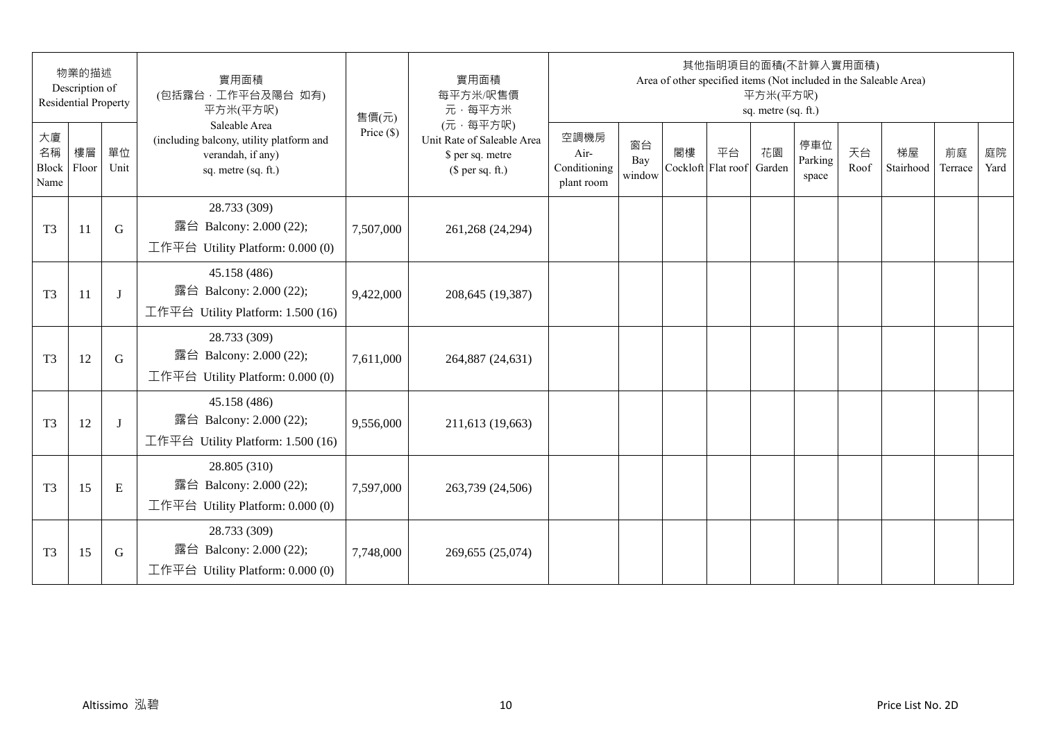| 物業的描述 Description of Residential Property | | | 實用面積 (包括露台、工作平台及陽台 如有) 平方米(平方呎) Saleable Area (including balcony, utility platform and verandah, if any) sq. metre (sq. ft.) | 售價(元) Price ($) | 實用面積 每平方米/呎售價 元，每平方米 (元，每平方呎) Unit Rate of Saleable Area $ per sq. metre ($ per sq. ft.) | 其他指明項目的面積(不計算入實用面積) Area of other specified items (Not included in the Saleable Area) 平方米(平方呎) sq. metre (sq. ft.) | | | | | | | | | |
|---|---|---|---|---|---|---|---|---|---|---|---|---|---|---|---|
| 大廈名稱 Block Name | 樓層 Floor | 單位 Unit | | | | 空調機房 Air-Conditioning plant room | 窗台 Bay window | 閣樓 Cockloft | 平台 Flat roof | 花園 Garden | 停車位 Parking space | 天台 Roof | 梯屋 Stairhood | 前庭 Terrace | 庭院 Yard |
| T3 | 11 | G | 28.733 (309) 露台 Balcony: 2.000 (22); 工作平台 Utility Platform: 0.000 (0) | 7,507,000 | 261,268 (24,294) | | | | | | | | | | |
| T3 | 11 | J | 45.158 (486) 露台 Balcony: 2.000 (22); 工作平台 Utility Platform: 1.500 (16) | 9,422,000 | 208,645 (19,387) | | | | | | | | | | |
| T3 | 12 | G | 28.733 (309) 露台 Balcony: 2.000 (22); 工作平台 Utility Platform: 0.000 (0) | 7,611,000 | 264,887 (24,631) | | | | | | | | | | |
| T3 | 12 | J | 45.158 (486) 露台 Balcony: 2.000 (22); 工作平台 Utility Platform: 1.500 (16) | 9,556,000 | 211,613 (19,663) | | | | | | | | | | |
| T3 | 15 | E | 28.805 (310) 露台 Balcony: 2.000 (22); 工作平台 Utility Platform: 0.000 (0) | 7,597,000 | 263,739 (24,506) | | | | | | | | | | |
| T3 | 15 | G | 28.733 (309) 露台 Balcony: 2.000 (22); 工作平台 Utility Platform: 0.000 (0) | 7,748,000 | 269,655 (25,074) | | | | | | | | | | |

Altissimo 泓碧 Price List No. 2D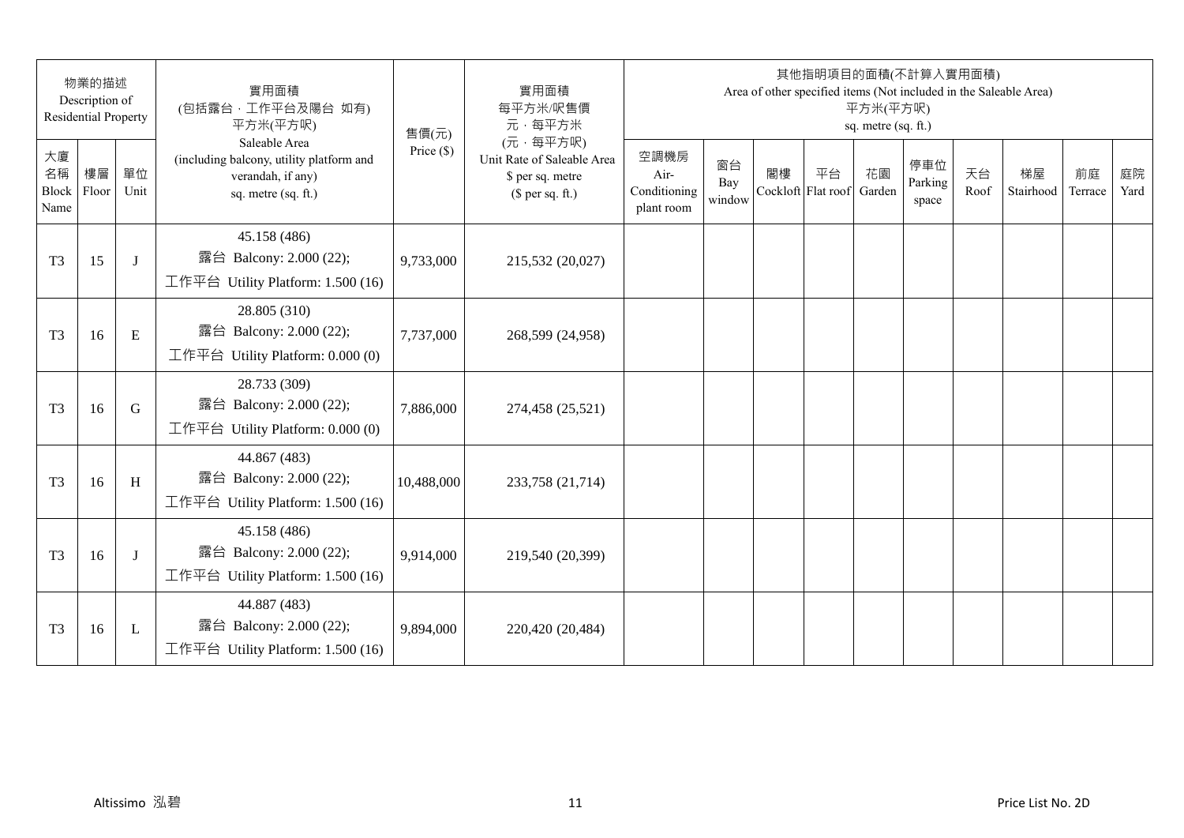| 物業的描述 Description of Residential Property | | | 實用面積 (包括露台，工作平台及陽台 如有) 平方米(平方呎) Saleable Area (including balcony, utility platform and verandah, if any) sq. metre (sq. ft.) | 售價(元) Price ($) | 實用面積 每平方米/呎售價 元，每平方米 (元，每平方呎) Unit Rate of Saleable Area $ per sq. metre ($ per sq. ft.) | 其他指明項目的面積(不計算入實用面積) Area of other specified items (Not included in the Saleable Area) 平方米(平方呎) sq. metre (sq. ft.) | | | | | | | | | |
|---|---|---|---|---|---|---|---|---|---|---|---|---|---|---|---|
| 大廈名稱 Block Name | 樓層 Floor | 單位 Unit | | | | 空調機房 Air-Conditioning plant room | 窗台 Bay window | 閣樓 Cockloft | 平台 Flat roof | 花園 Garden | 停車位 Parking space | 天台 Roof | 梯屋 Stairhood | 前庭 Terrace | 庭院 Yard |
| T3 | 15 | J | 45.158 (486) 露台 Balcony: 2.000 (22); 工作平台 Utility Platform: 1.500 (16) | 9,733,000 | 215,532 (20,027) | | | | | | | | | | |
| T3 | 16 | E | 28.805 (310) 露台 Balcony: 2.000 (22); 工作平台 Utility Platform: 0.000 (0) | 7,737,000 | 268,599 (24,958) | | | | | | | | | | |
| T3 | 16 | G | 28.733 (309) 露台 Balcony: 2.000 (22); 工作平台 Utility Platform: 0.000 (0) | 7,886,000 | 274,458 (25,521) | | | | | | | | | | |
| T3 | 16 | H | 44.867 (483) 露台 Balcony: 2.000 (22); 工作平台 Utility Platform: 1.500 (16) | 10,488,000 | 233,758 (21,714) | | | | | | | | | | |
| T3 | 16 | J | 45.158 (486) 露台 Balcony: 2.000 (22); 工作平台 Utility Platform: 1.500 (16) | 9,914,000 | 219,540 (20,399) | | | | | | | | | | |
| T3 | 16 | L | 44.887 (483) 露台 Balcony: 2.000 (22); 工作平台 Utility Platform: 1.500 (16) | 9,894,000 | 220,420 (20,484) | | | | | | | | | | |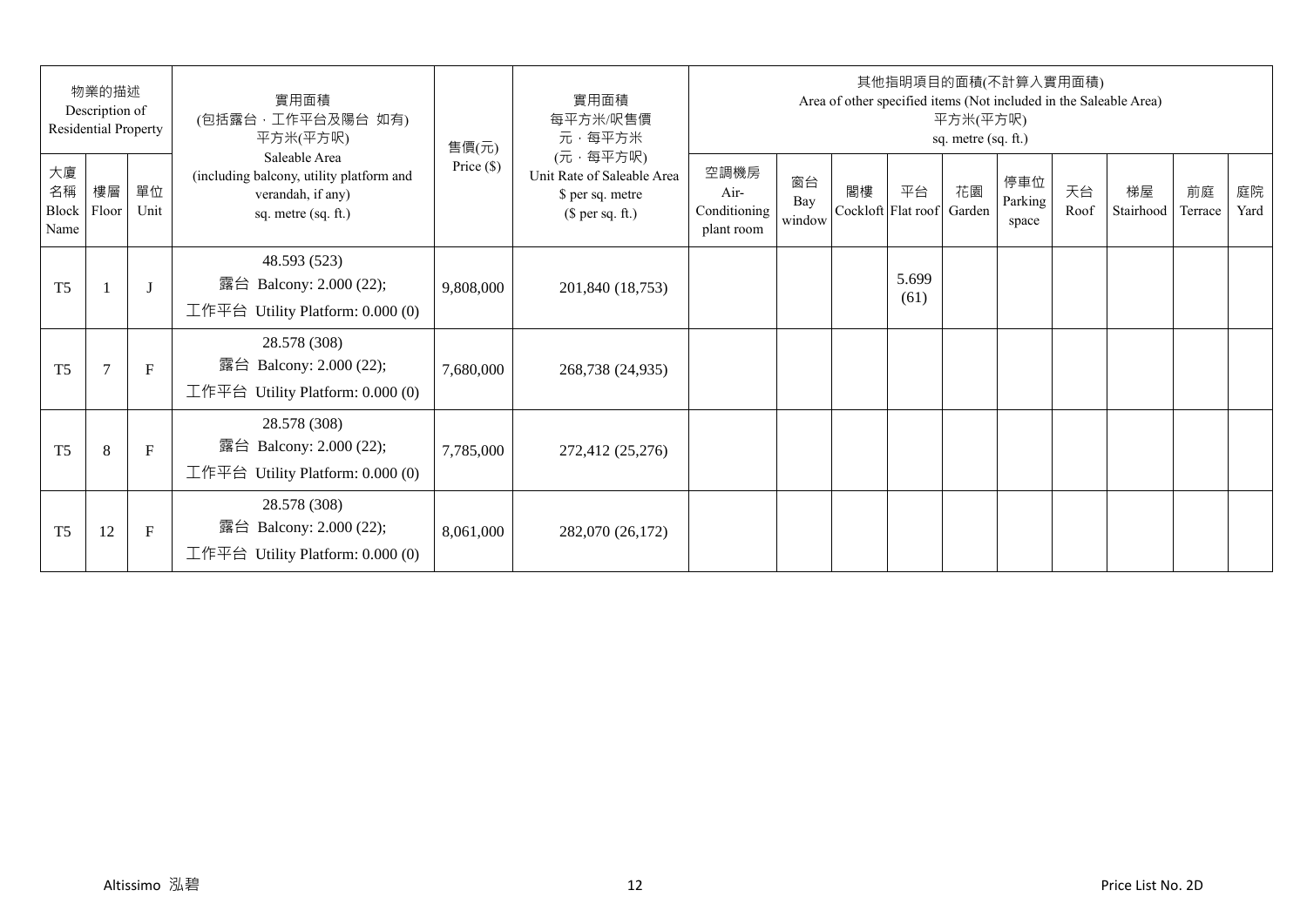| 物業的描述 Description of Residential Property | | | 實用面積 (包括露台，工作平台及陽台 如有) 平方米(平方呎) Saleable Area (including balcony, utility platform and verandah, if any) sq. metre (sq. ft.) | 售價(元) Price ($) | 實用面積 每平方米/呎售價 元，每平方米 (元，每平方呎) Unit Rate of Saleable Area $ per sq. metre ($ per sq. ft.) | 其他指明項目的面積(不計算入實用面積) Area of other specified items (Not included in the Saleable Area) 平方米(平方呎) sq. metre (sq. ft.) | | | | | | | | | |
|---|---|---|---|---|---|---|---|---|---|---|---|---|---|---|---|
| 大廈名稱 Block Name | 樓層 Floor | 單位 Unit | | | | 空調機房 Air-Conditioning plant room | 窗台 Bay window | 閣樓 Cockloft | 平台 Flat roof | 花園 Garden | 停車位 Parking space | 天台 Roof | 梯屋 Stairhood | 前庭 Terrace | 庭院 Yard |
| T5 | 1 | J | 48.593 (523) 露台 Balcony: 2.000 (22); 工作平台 Utility Platform: 0.000 (0) | 9,808,000 | 201,840 (18,753) | | | | 5.699 (61) | | | | | | |
| T5 | 7 | F | 28.578 (308) 露台 Balcony: 2.000 (22); 工作平台 Utility Platform: 0.000 (0) | 7,680,000 | 268,738 (24,935) | | | | | | | | | | |
| T5 | 8 | F | 28.578 (308) 露台 Balcony: 2.000 (22); 工作平台 Utility Platform: 0.000 (0) | 7,785,000 | 272,412 (25,276) | | | | | | | | | | |
| T5 | 12 | F | 28.578 (308) 露台 Balcony: 2.000 (22); 工作平台 Utility Platform: 0.000 (0) | 8,061,000 | 282,070 (26,172) | | | | | | | | | | |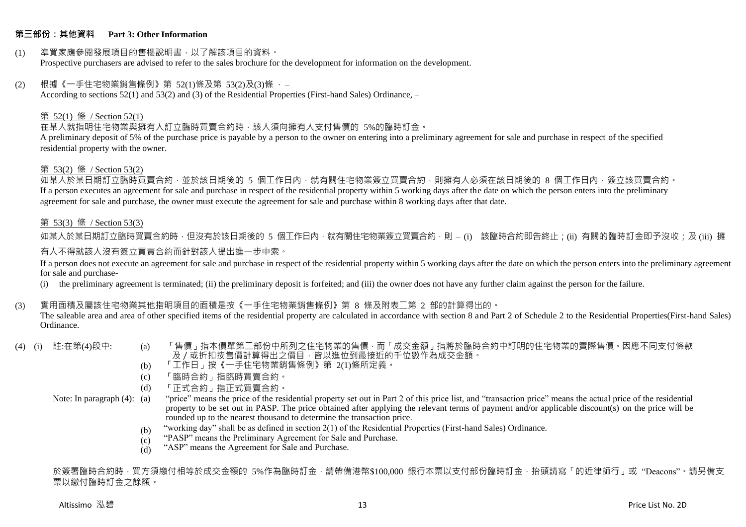## 第三部份：其他資料 Part 3: Other Information

(1) 準買家應參閱發展項目的售樓說明書，以了解該項目的資料。
Prospective purchasers are advised to refer to the sales brochure for the development for information on the development.

(2) 根據《一手住宅物業銷售條例》第 52(1)條及第 53(2)及(3)條 ， –
According to sections 52(1) and 53(2) and (3) of the Residential Properties (First-hand Sales) Ordinance, –

第 52(1) 條 / Section 52(1)

在某人就指明住宅物業與擁有人訂立臨時買賣合約時，該人須向擁有人支付售價的 5%的臨時訂金。
A preliminary deposit of 5% of the purchase price is payable by a person to the owner on entering into a preliminary agreement for sale and purchase in respect of the specified residential property with the owner.

第 53(2) 條 / Section 53(2)

如某人於某日期訂立臨時買賣合約，並於該日期後的 5 個工作日內，就有關住宅物業簽立買賣合約，則擁有人必須在該日期後的 8 個工作日內，簽立該買賣合約。
If a person executes an agreement for sale and purchase in respect of the residential property within 5 working days after the date on which the person enters into the preliminary agreement for sale and purchase, the owner must execute the agreement for sale and purchase within 8 working days after that date.

第 53(3) 條 / Section 53(3)

如某人於某日期訂立臨時買賣合約時，但沒有於該日期後的 5 個工作日內，就有關住宅物業簽立買賣合約，則 – (i) 該臨時合約即告終止；(ii) 有關的臨時訂金即予沒收；及 (iii) 擁有人不得就該人沒有簽立買賣合約而針對該人提出進一步申索。

If a person does not execute an agreement for sale and purchase in respect of the residential property within 5 working days after the date on which the person enters into the preliminary agreement for sale and purchase-

(i) the preliminary agreement is terminated; (ii) the preliminary deposit is forfeited; and (iii) the owner does not have any further claim against the person for the failure.

(3) 實用面積及屬該住宅物業其他指明項目的面積是按《一手住宅物業銷售條例》第 8 條及附表二第 2 部的計算得出的。
The saleable area and area of other specified items of the residential property are calculated in accordance with section 8 and Part 2 of Schedule 2 to the Residential Properties(First-hand Sales) Ordinance.

(4) (i) 註:在第(4)段中:

(a) 「售價」指本價單第二部份中所列之住宅物業的售價，而「成交金額」指將於臨時合約中訂明的住宅物業的實際售價。因應不同支付條款及／或折扣按售價計算得出之價目，皆以進位到最接近的千位數作為成交金額。
(b) 「工作日」按《一手住宅物業銷售條例》第 2(1)條所定義。
(c) 「臨時合約」指臨時買賣合約。
(d) 「正式合約」指正式買賣合約。

Note: In paragraph (4):

(a) "price" means the price of the residential property set out in Part 2 of this price list, and "transaction price" means the actual price of the residential property to be set out in PASP. The price obtained after applying the relevant terms of payment and/or applicable discount(s) on the price will be rounded up to the nearest thousand to determine the transaction price.
(b) "working day" shall be as defined in section 2(1) of the Residential Properties (First-hand Sales) Ordinance.
(c) "PASP" means the Preliminary Agreement for Sale and Purchase.
(d) "ASP" means the Agreement for Sale and Purchase.

於簽署臨時合約時，買方須繳付相等於成交金額的 5%作為臨時訂金，請帶備港幣$100,000 銀行本票以支付部份臨時訂金，抬頭請寫「的近律師行」或 "Deacons"。請另備支票以繳付臨時訂金之餘額。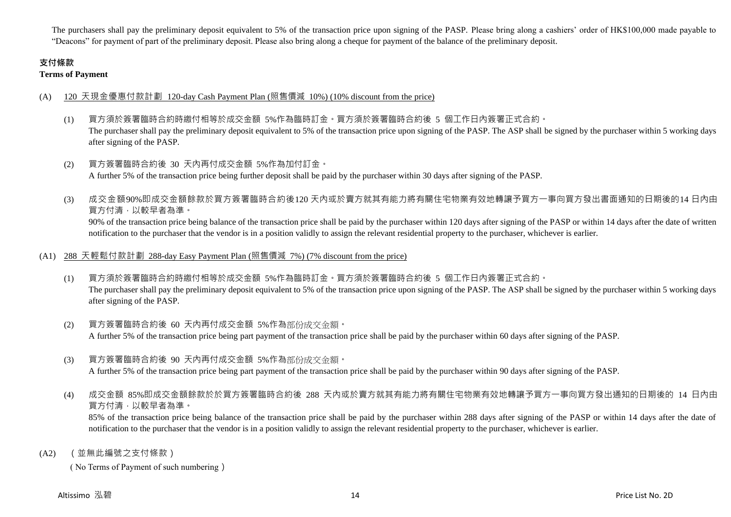The purchasers shall pay the preliminary deposit equivalent to 5% of the transaction price upon signing of the PASP. Please bring along a cashiers' order of HK$100,000 made payable to "Deacons" for payment of part of the preliminary deposit. Please also bring along a cheque for payment of the balance of the preliminary deposit.

**支付條款**

**Terms of Payment**

(A) 120 天現金優惠付款計劃 120-day Cash Payment Plan (照售價減 10%) (10% discount from the price)

(1) 買方須於簽署臨時合約時繳付相等於成交金額 5%作為臨時訂金。買方須於簽署臨時合約後 5 個工作日內簽署正式合約。
The purchaser shall pay the preliminary deposit equivalent to 5% of the transaction price upon signing of the PASP. The ASP shall be signed by the purchaser within 5 working days after signing of the PASP.

(2) 買方簽署臨時合約後 30 天內再付成交金額 5%作為加付訂金。
A further 5% of the transaction price being further deposit shall be paid by the purchaser within 30 days after signing of the PASP.

(3) 成交金額90%即成交金額餘款於買方簽署臨時合約後120 天內或於賣方就其有能力將有關住宅物業有效地轉讓予買方一事向買方發出書面通知的日期後的14 日內由買方付清，以較早者為準。
90% of the transaction price being balance of the transaction price shall be paid by the purchaser within 120 days after signing of the PASP or within 14 days after the date of written notification to the purchaser that the vendor is in a position validly to assign the relevant residential property to the purchaser, whichever is earlier.

(A1) 288 天輕鬆付款計劃 288-day Easy Payment Plan (照售價減 7%) (7% discount from the price)

(1) 買方須於簽署臨時合約時繳付相等於成交金額 5%作為臨時訂金。買方須於簽署臨時合約後 5 個工作日內簽署正式合約。
The purchaser shall pay the preliminary deposit equivalent to 5% of the transaction price upon signing of the PASP. The ASP shall be signed by the purchaser within 5 working days after signing of the PASP.

(2) 買方簽署臨時合約後 60 天內再付成交金額 5%作為部份成交金額。
A further 5% of the transaction price being part payment of the transaction price shall be paid by the purchaser within 60 days after signing of the PASP.

(3) 買方簽署臨時合約後 90 天內再付成交金額 5%作為部份成交金額。
A further 5% of the transaction price being part payment of the transaction price shall be paid by the purchaser within 90 days after signing of the PASP.

(4) 成交金額 85%即成交金額餘款於於買方簽署臨時合約後 288 天內或於賣方就其有能力將有關住宅物業有效地轉讓予買方一事向買方發出通知的日期後的 14 日內由買方付清，以較早者為準。
85% of the transaction price being balance of the transaction price shall be paid by the purchaser within 288 days after signing of the PASP or within 14 days after the date of notification to the purchaser that the vendor is in a position validly to assign the relevant residential property to the purchaser, whichever is earlier.

(A2) （並無此編號之支付條款）
（No Terms of Payment of such numbering）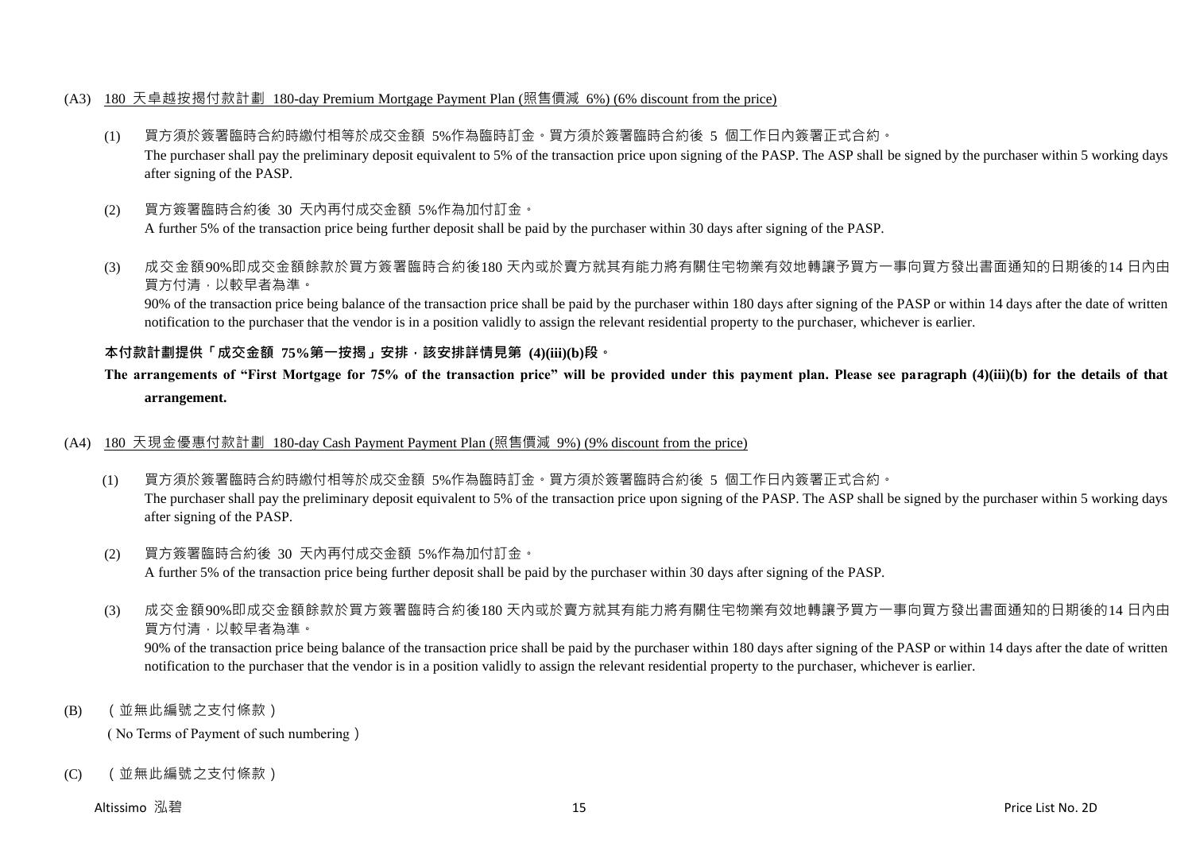(A3) 180 天卓越按揭付款計劃 180-day Premium Mortgage Payment Plan (照售價減 6%) (6% discount from the price)

(1) 買方須於簽署臨時合約時繳付相等於成交金額 5%作為臨時訂金。買方須於簽署臨時合約後 5 個工作日內簽署正式合約。
The purchaser shall pay the preliminary deposit equivalent to 5% of the transaction price upon signing of the PASP. The ASP shall be signed by the purchaser within 5 working days after signing of the PASP.

(2) 買方簽署臨時合約後 30 天內再付成交金額 5%作為加付訂金。
A further 5% of the transaction price being further deposit shall be paid by the purchaser within 30 days after signing of the PASP.

(3) 成交金額90%即成交金額餘款於買方簽署臨時合約後180 天內或於賣方就其有能力將有關住宅物業有效地轉讓予買方一事向買方發出書面通知的日期後的14 日內由買方付清，以較早者為準。
90% of the transaction price being balance of the transaction price shall be paid by the purchaser within 180 days after signing of the PASP or within 14 days after the date of written notification to the purchaser that the vendor is in a position validly to assign the relevant residential property to the purchaser, whichever is earlier.

**本付款計劃提供「成交金額 75%第一按揭」安排，該安排詳情見第 (4)(iii)(b)段。**

**The arrangements of "First Mortgage for 75% of the transaction price" will be provided under this payment plan. Please see paragraph (4)(iii)(b) for the details of that arrangement.**

(A4) 180 天現金優惠付款計劃 180-day Cash Payment Payment Plan (照售價減 9%) (9% discount from the price)

(1) 買方須於簽署臨時合約時繳付相等於成交金額 5%作為臨時訂金。買方須於簽署臨時合約後 5 個工作日內簽署正式合約。
The purchaser shall pay the preliminary deposit equivalent to 5% of the transaction price upon signing of the PASP. The ASP shall be signed by the purchaser within 5 working days after signing of the PASP.

(2) 買方簽署臨時合約後 30 天內再付成交金額 5%作為加付訂金。
A further 5% of the transaction price being further deposit shall be paid by the purchaser within 30 days after signing of the PASP.

(3) 成交金額90%即成交金額餘款於買方簽署臨時合約後180 天內或於賣方就其有能力將有關住宅物業有效地轉讓予買方一事向買方發出書面通知的日期後的14 日內由買方付清，以較早者為準。
90% of the transaction price being balance of the transaction price shall be paid by the purchaser within 180 days after signing of the PASP or within 14 days after the date of written notification to the purchaser that the vendor is in a position validly to assign the relevant residential property to the purchaser, whichever is earlier.

(B) （並無此編號之支付條款）
（No Terms of Payment of such numbering）

(C) （並無此編號之支付條款）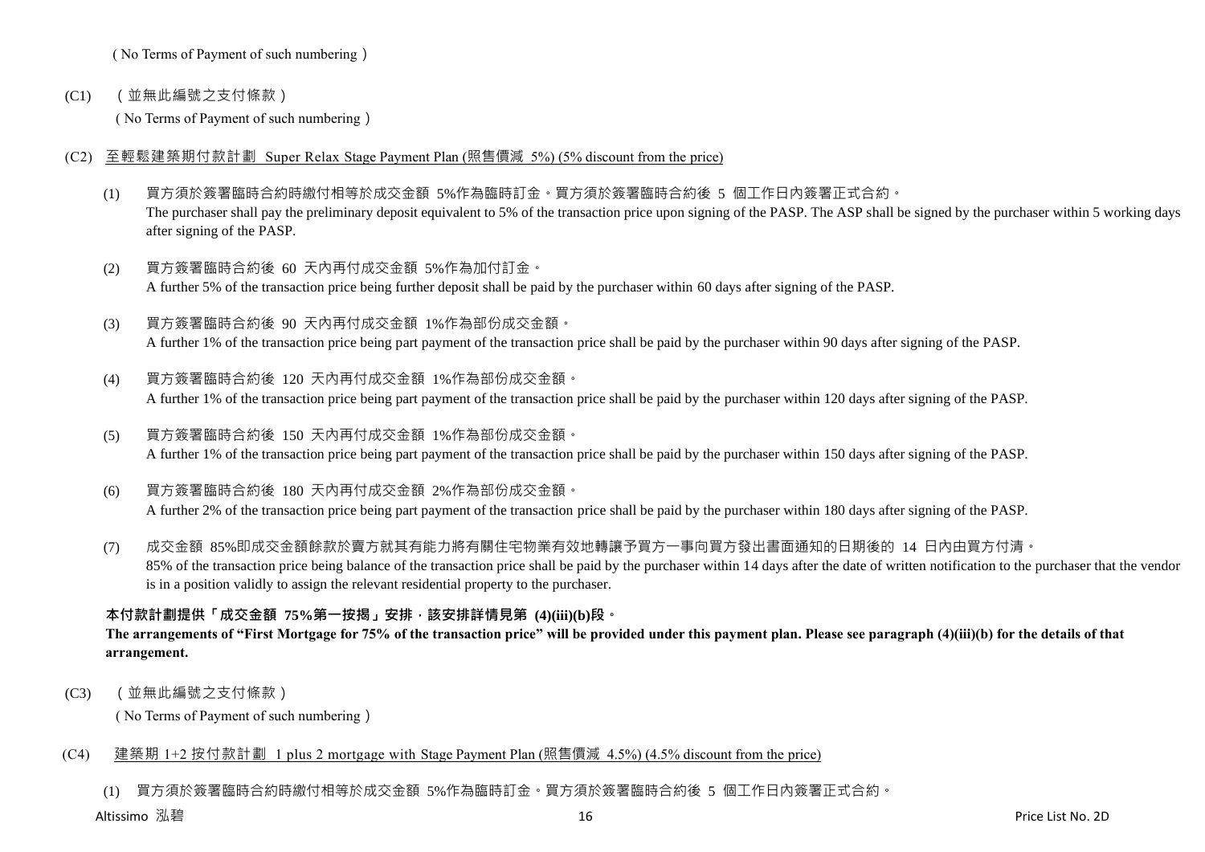( No Terms of Payment of such numbering )

(C1) （並無此編號之支付條款）

( No Terms of Payment of such numbering )

(C2) <u>至輕鬆建築期付款計劃 Super Relax Stage Payment Plan (照售價減 5%) (5% discount from the price)</u>

(1) 買方須於簽署臨時合約時繳付相等於成交金額 5%作為臨時訂金。買方須於簽署臨時合約後 5 個工作日內簽署正式合約。
The purchaser shall pay the preliminary deposit equivalent to 5% of the transaction price upon signing of the PASP. The ASP shall be signed by the purchaser within 5 working days after signing of the PASP.

(2) 買方簽署臨時合約後 60 天內再付成交金額 5%作為加付訂金。
A further 5% of the transaction price being further deposit shall be paid by the purchaser within 60 days after signing of the PASP.

(3) 買方簽署臨時合約後 90 天內再付成交金額 1%作為部份成交金額。
A further 1% of the transaction price being part payment of the transaction price shall be paid by the purchaser within 90 days after signing of the PASP.

(4) 買方簽署臨時合約後 120 天內再付成交金額 1%作為部份成交金額。
A further 1% of the transaction price being part payment of the transaction price shall be paid by the purchaser within 120 days after signing of the PASP.

(5) 買方簽署臨時合約後 150 天內再付成交金額 1%作為部份成交金額。
A further 1% of the transaction price being part payment of the transaction price shall be paid by the purchaser within 150 days after signing of the PASP.

(6) 買方簽署臨時合約後 180 天內再付成交金額 2%作為部份成交金額。
A further 2% of the transaction price being part payment of the transaction price shall be paid by the purchaser within 180 days after signing of the PASP.

(7) 成交金額 85%即成交金額餘款於賣方就其有能力將有關住宅物業有效地轉讓予買方一事向買方發出書面通知的日期後的 14 日內由買方付清。
85% of the transaction price being balance of the transaction price shall be paid by the purchaser within 14 days after the date of written notification to the purchaser that the vendor is in a position validly to assign the relevant residential property to the purchaser.

**本付款計劃提供「成交金額 75%第一按揭」安排，該安排詳情見第 (4)(iii)(b)段。**
**The arrangements of "First Mortgage for 75% of the transaction price" will be provided under this payment plan. Please see paragraph (4)(iii)(b) for the details of that arrangement.**

(C3) （並無此編號之支付條款）

( No Terms of Payment of such numbering )

(C4) <u>建築期 1+2 按付款計劃 1 plus 2 mortgage with Stage Payment Plan (照售價減 4.5%) (4.5% discount from the price)</u>

(1) 買方須於簽署臨時合約時繳付相等於成交金額 5%作為臨時訂金。買方須於簽署臨時合約後 5 個工作日內簽署正式合約。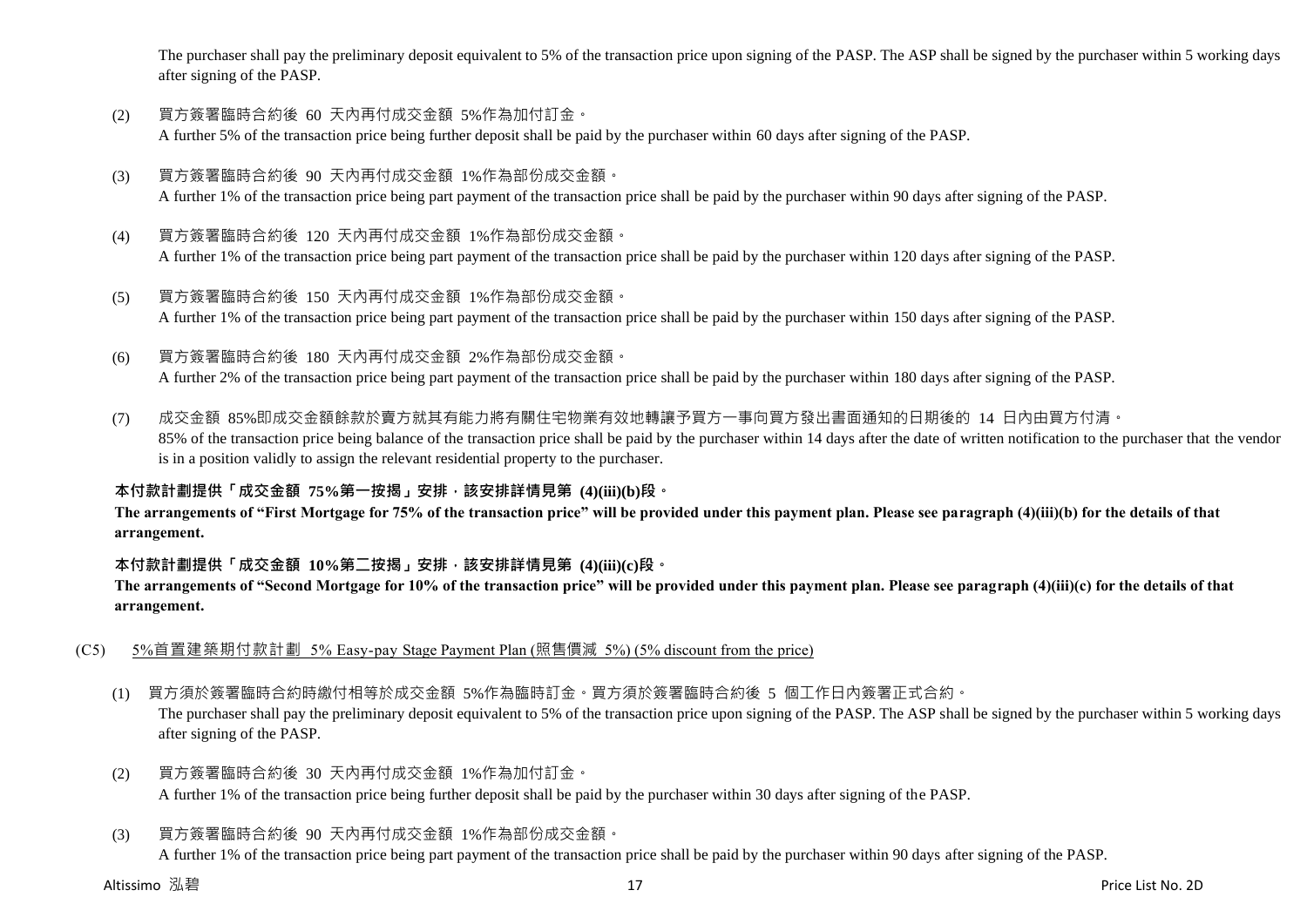The purchaser shall pay the preliminary deposit equivalent to 5% of the transaction price upon signing of the PASP. The ASP shall be signed by the purchaser within 5 working days after signing of the PASP.

(2) 買方簽署臨時合約後 60 天內再付成交金額 5%作為加付訂金。
A further 5% of the transaction price being further deposit shall be paid by the purchaser within 60 days after signing of the PASP.

(3) 買方簽署臨時合約後 90 天內再付成交金額 1%作為部份成交金額。
A further 1% of the transaction price being part payment of the transaction price shall be paid by the purchaser within 90 days after signing of the PASP.

(4) 買方簽署臨時合約後 120 天內再付成交金額 1%作為部份成交金額。
A further 1% of the transaction price being part payment of the transaction price shall be paid by the purchaser within 120 days after signing of the PASP.

(5) 買方簽署臨時合約後 150 天內再付成交金額 1%作為部份成交金額。
A further 1% of the transaction price being part payment of the transaction price shall be paid by the purchaser within 150 days after signing of the PASP.

(6) 買方簽署臨時合約後 180 天內再付成交金額 2%作為部份成交金額。
A further 2% of the transaction price being part payment of the transaction price shall be paid by the purchaser within 180 days after signing of the PASP.

(7) 成交金額 85%即成交金額餘款於賣方就其有能力將有關住宅物業有效地轉讓予買方一事向買方發出書面通知的日期後的 14 日內由買方付清。
85% of the transaction price being balance of the transaction price shall be paid by the purchaser within 14 days after the date of written notification to the purchaser that the vendor is in a position validly to assign the relevant residential property to the purchaser.

**本付款計劃提供「成交金額 75%第一按揭」安排，該安排詳情見第 (4)(iii)(b)段。**
**The arrangements of "First Mortgage for 75% of the transaction price" will be provided under this payment plan. Please see paragraph (4)(iii)(b) for the details of that arrangement.**

**本付款計劃提供「成交金額 10%第二按揭」安排，該安排詳情見第 (4)(iii)(c)段。**
**The arrangements of "Second Mortgage for 10% of the transaction price" will be provided under this payment plan. Please see paragraph (4)(iii)(c) for the details of that arrangement.**

(C5) 5%首置建築期付款計劃 5% Easy-pay Stage Payment Plan (照售價減 5%) (5% discount from the price)

(1) 買方須於簽署臨時合約時繳付相等於成交金額 5%作為臨時訂金。買方須於簽署臨時合約後 5 個工作日內簽署正式合約。
The purchaser shall pay the preliminary deposit equivalent to 5% of the transaction price upon signing of the PASP. The ASP shall be signed by the purchaser within 5 working days after signing of the PASP.

(2) 買方簽署臨時合約後 30 天內再付成交金額 1%作為加付訂金。
A further 1% of the transaction price being further deposit shall be paid by the purchaser within 30 days after signing of the PASP.

(3) 買方簽署臨時合約後 90 天內再付成交金額 1%作為部份成交金額。
A further 1% of the transaction price being part payment of the transaction price shall be paid by the purchaser within 90 days after signing of the PASP.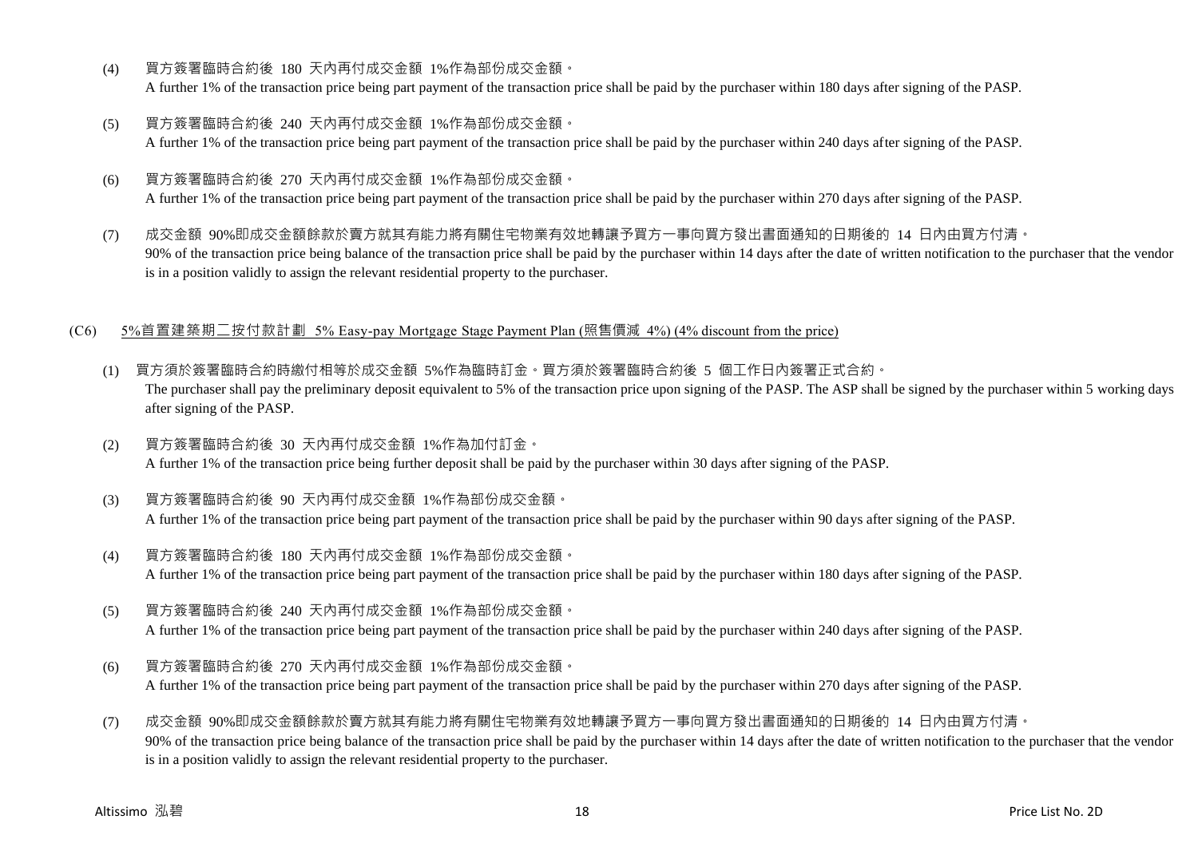(4) 買方簽署臨時合約後 180 天內再付成交金額 1%作為部份成交金額。
A further 1% of the transaction price being part payment of the transaction price shall be paid by the purchaser within 180 days after signing of the PASP.

(5) 買方簽署臨時合約後 240 天內再付成交金額 1%作為部份成交金額。
A further 1% of the transaction price being part payment of the transaction price shall be paid by the purchaser within 240 days after signing of the PASP.

(6) 買方簽署臨時合約後 270 天內再付成交金額 1%作為部份成交金額。
A further 1% of the transaction price being part payment of the transaction price shall be paid by the purchaser within 270 days after signing of the PASP.

(7) 成交金額 90%即成交金額餘款於賣方就其有能力將有關住宅物業有效地轉讓予買方一事向買方發出書面通知的日期後的 14 日內由買方付清。
90% of the transaction price being balance of the transaction price shall be paid by the purchaser within 14 days after the date of written notification to the purchaser that the vendor is in a position validly to assign the relevant residential property to the purchaser.

(C6) 5%首置建築期二按付款計劃 5% Easy-pay Mortgage Stage Payment Plan (照售價減 4%) (4% discount from the price)

(1) 買方須於簽署臨時合約時繳付相等於成交金額 5%作為臨時訂金。買方須於簽署臨時合約後 5 個工作日內簽署正式合約。
The purchaser shall pay the preliminary deposit equivalent to 5% of the transaction price upon signing of the PASP. The ASP shall be signed by the purchaser within 5 working days after signing of the PASP.

(2) 買方簽署臨時合約後 30 天內再付成交金額 1%作為加付訂金。
A further 1% of the transaction price being further deposit shall be paid by the purchaser within 30 days after signing of the PASP.

(3) 買方簽署臨時合約後 90 天內再付成交金額 1%作為部份成交金額。
A further 1% of the transaction price being part payment of the transaction price shall be paid by the purchaser within 90 days after signing of the PASP.

(4) 買方簽署臨時合約後 180 天內再付成交金額 1%作為部份成交金額。
A further 1% of the transaction price being part payment of the transaction price shall be paid by the purchaser within 180 days after signing of the PASP.

(5) 買方簽署臨時合約後 240 天內再付成交金額 1%作為部份成交金額。
A further 1% of the transaction price being part payment of the transaction price shall be paid by the purchaser within 240 days after signing of the PASP.

(6) 買方簽署臨時合約後 270 天內再付成交金額 1%作為部份成交金額。
A further 1% of the transaction price being part payment of the transaction price shall be paid by the purchaser within 270 days after signing of the PASP.

(7) 成交金額 90%即成交金額餘款於賣方就其有能力將有關住宅物業有效地轉讓予買方一事向買方發出書面通知的日期後的 14 日內由買方付清。
90% of the transaction price being balance of the transaction price shall be paid by the purchaser within 14 days after the date of written notification to the purchaser that the vendor is in a position validly to assign the relevant residential property to the purchaser.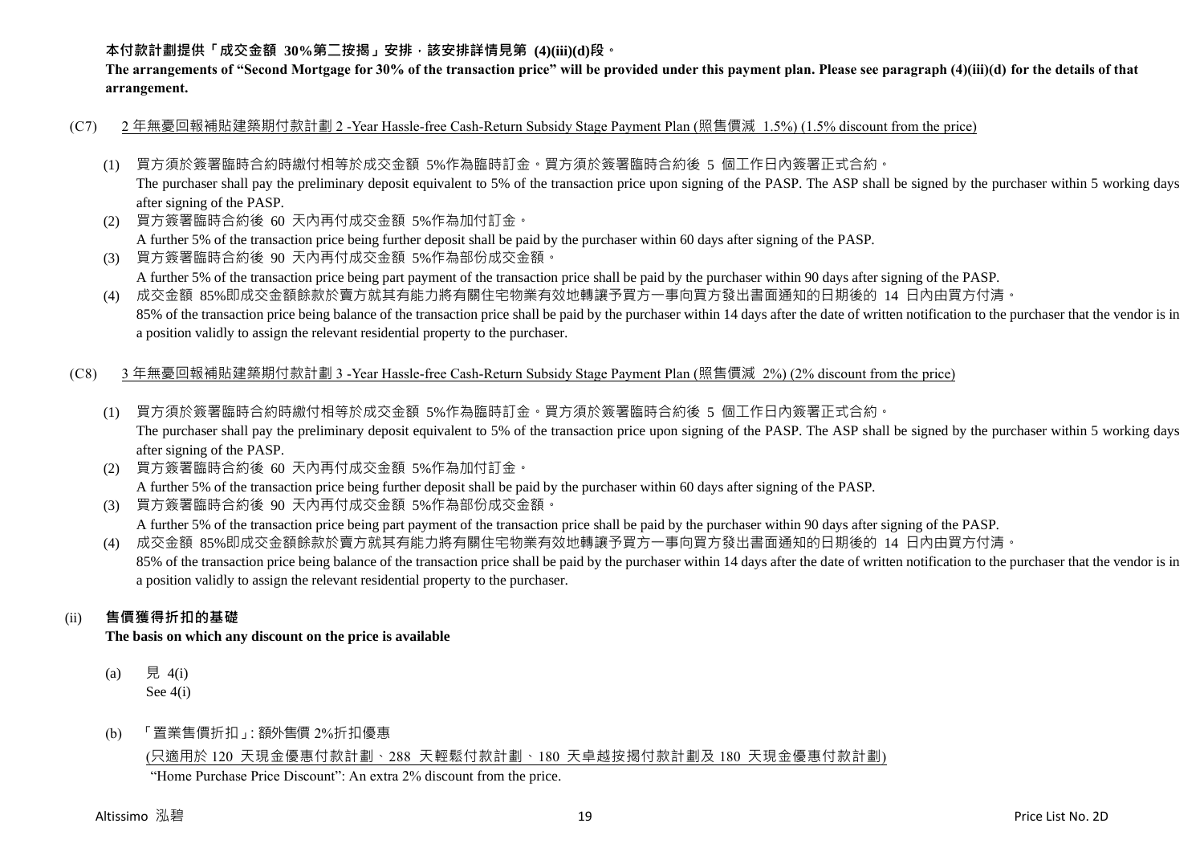**本付款計劃提供「成交金額 30%第二按揭」安排，該安排詳情見第 (4)(iii)(d)段。**

**The arrangements of "Second Mortgage for 30% of the transaction price" will be provided under this payment plan. Please see paragraph (4)(iii)(d) for the details of that arrangement.**

(C7) 2 年無憂回報補貼建築期付款計劃 2 -Year Hassle-free Cash-Return Subsidy Stage Payment Plan (照售價減 1.5%) (1.5% discount from the price)

(1) 買方須於簽署臨時合約時繳付相等於成交金額 5%作為臨時訂金。買方須於簽署臨時合約後 5 個工作日內簽署正式合約。
The purchaser shall pay the preliminary deposit equivalent to 5% of the transaction price upon signing of the PASP. The ASP shall be signed by the purchaser within 5 working days after signing of the PASP.

(2) 買方簽署臨時合約後 60 天內再付成交金額 5%作為加付訂金。
A further 5% of the transaction price being further deposit shall be paid by the purchaser within 60 days after signing of the PASP.

(3) 買方簽署臨時合約後 90 天內再付成交金額 5%作為部份成交金額。
A further 5% of the transaction price being part payment of the transaction price shall be paid by the purchaser within 90 days after signing of the PASP.

(4) 成交金額 85%即成交金額餘款於賣方就其有能力將有關住宅物業有效地轉讓予買方一事向買方發出書面通知的日期後的 14 日內由買方付清。
85% of the transaction price being balance of the transaction price shall be paid by the purchaser within 14 days after the date of written notification to the purchaser that the vendor is in a position validly to assign the relevant residential property to the purchaser.

(C8) 3 年無憂回報補貼建築期付款計劃 3 -Year Hassle-free Cash-Return Subsidy Stage Payment Plan (照售價減 2%) (2% discount from the price)

(1) 買方須於簽署臨時合約時繳付相等於成交金額 5%作為臨時訂金。買方須於簽署臨時合約後 5 個工作日內簽署正式合約。
The purchaser shall pay the preliminary deposit equivalent to 5% of the transaction price upon signing of the PASP. The ASP shall be signed by the purchaser within 5 working days after signing of the PASP.

(2) 買方簽署臨時合約後 60 天內再付成交金額 5%作為加付訂金。
A further 5% of the transaction price being further deposit shall be paid by the purchaser within 60 days after signing of the PASP.

(3) 買方簽署臨時合約後 90 天內再付成交金額 5%作為部份成交金額。
A further 5% of the transaction price being part payment of the transaction price shall be paid by the purchaser within 90 days after signing of the PASP.

(4) 成交金額 85%即成交金額餘款於賣方就其有能力將有關住宅物業有效地轉讓予買方一事向買方發出書面通知的日期後的 14 日內由買方付清。
85% of the transaction price being balance of the transaction price shall be paid by the purchaser within 14 days after the date of written notification to the purchaser that the vendor is in a position validly to assign the relevant residential property to the purchaser.

(ii) **售價獲得折扣的基礎**
**The basis on which any discount on the price is available**

(a) 見 4(i)
See 4(i)

(b) 「置業售價折扣」: 額外售價 2%折扣優惠
(只適用於 120 天現金優惠付款計劃、288 天輕鬆付款計劃、180 天卓越按揭付款計劃及 180 天現金優惠付款計劃)
"Home Purchase Price Discount": An extra 2% discount from the price.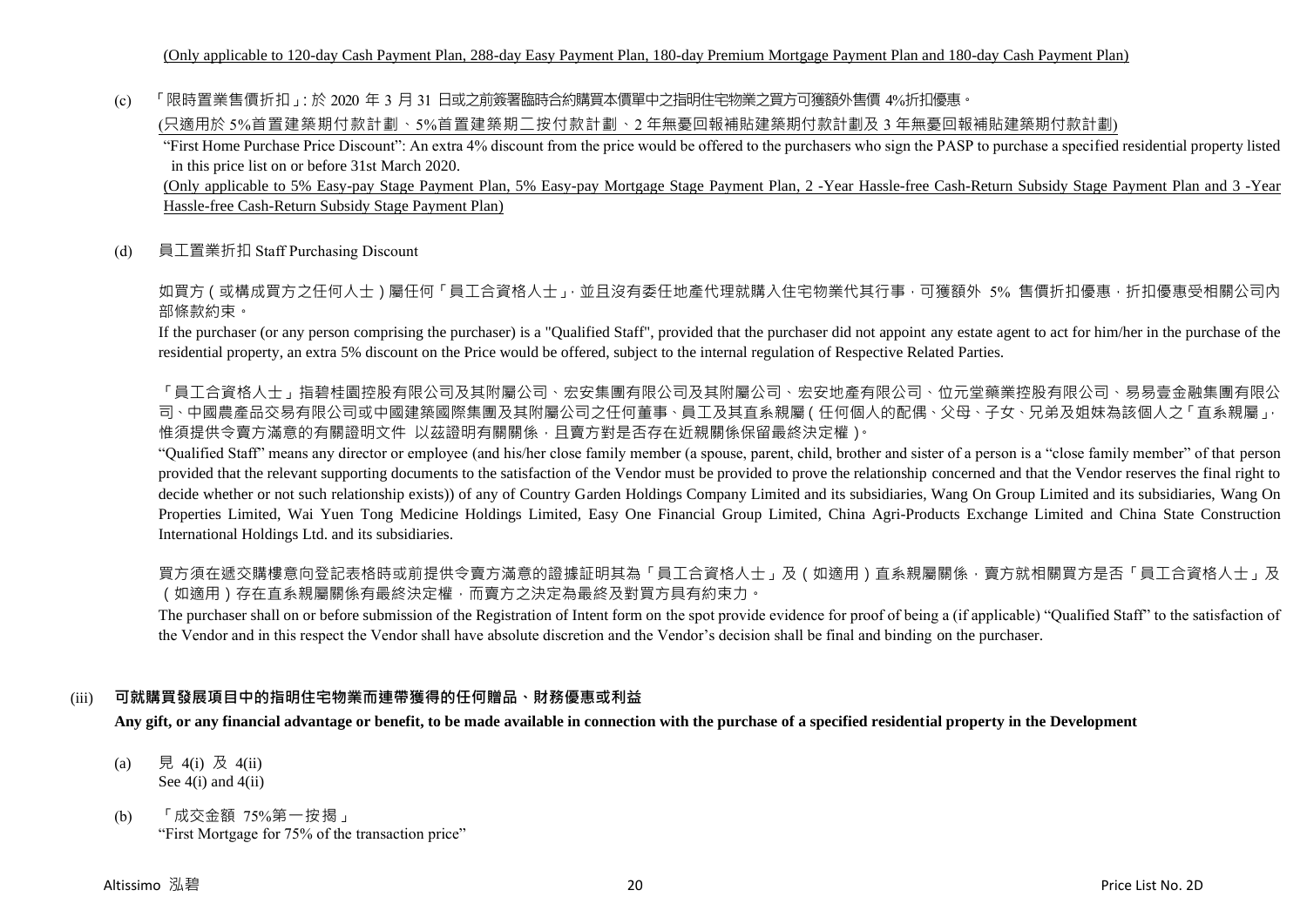(Only applicable to 120-day Cash Payment Plan, 288-day Easy Payment Plan, 180-day Premium Mortgage Payment Plan and 180-day Cash Payment Plan)

(c) 「限時置業售價折扣」: 於 2020 年 3 月 31 日或之前簽署臨時合約購買本價單中之指明住宅物業之買方可獲額外售價 4%折扣優惠。

(只適用於 5%首置建築期付款計劃、5%首置建築期二按付款計劃、2 年無憂回報補貼建築期付款計劃及 3 年無憂回報補貼建築期付款計劃)

"First Home Purchase Price Discount": An extra 4% discount from the price would be offered to the purchasers who sign the PASP to purchase a specified residential property listed in this price list on or before 31st March 2020.

(Only applicable to 5% Easy-pay Stage Payment Plan, 5% Easy-pay Mortgage Stage Payment Plan, 2 -Year Hassle-free Cash-Return Subsidy Stage Payment Plan and 3 -Year Hassle-free Cash-Return Subsidy Stage Payment Plan)

(d) 員工置業折扣 Staff Purchasing Discount

如買方(或構成買方之任何人士)屬任何「員工合資格人士」，並且沒有委任地產代理就購入住宅物業代其行事，可獲額外 5% 售價折扣優惠，折扣優惠受相關公司內部條款約束。

If the purchaser (or any person comprising the purchaser) is a "Qualified Staff", provided that the purchaser did not appoint any estate agent to act for him/her in the purchase of the residential property, an extra 5% discount on the Price would be offered, subject to the internal regulation of Respective Related Parties.

「員工合資格人士」指碧桂園控股有限公司及其附屬公司、宏安集團有限公司及其附屬公司、宏安地產有限公司、位元堂藥業控股有限公司、易易壹金融集團有限公司、中國農產品交易有限公司或中國建築國際集團及其附屬公司之任何董事、員工及其直系親屬(任何個人的配偶、父母、子女、兄弟及姐妹為該個人之「直系親屬」，惟須提供令賣方滿意的有關證明文件 以茲證明有關關係，且賣方對是否存在近親關係保留最終決定權)。

"Qualified Staff" means any director or employee (and his/her close family member (a spouse, parent, child, brother and sister of a person is a "close family member" of that person provided that the relevant supporting documents to the satisfaction of the Vendor must be provided to prove the relationship concerned and that the Vendor reserves the final right to decide whether or not such relationship exists)) of any of Country Garden Holdings Company Limited and its subsidiaries, Wang On Group Limited and its subsidiaries, Wang On Properties Limited, Wai Yuen Tong Medicine Holdings Limited, Easy One Financial Group Limited, China Agri-Products Exchange Limited and China State Construction International Holdings Ltd. and its subsidiaries.

買方須在遞交購樓意向登記表格時或前提供令賣方滿意的證據証明其為「員工合資格人士」及(如適用)直系親屬關係，賣方就相關買方是否「員工合資格人士」及(如適用)存在直系親屬關係有最終決定權，而賣方之決定為最終及對買方具有約束力。

The purchaser shall on or before submission of the Registration of Intent form on the spot provide evidence for proof of being a (if applicable) "Qualified Staff" to the satisfaction of the Vendor and in this respect the Vendor shall have absolute discretion and the Vendor's decision shall be final and binding on the purchaser.

### (iii) 可就購買發展項目中的指明住宅物業而連帶獲得的任何贈品、財務優惠或利益

**Any gift, or any financial advantage or benefit, to be made available in connection with the purchase of a specified residential property in the Development**

(a) 見 4(i) 及 4(ii)
See 4(i) and 4(ii)

(b) 「成交金額 75%第一按揭」
"First Mortgage for 75% of the transaction price"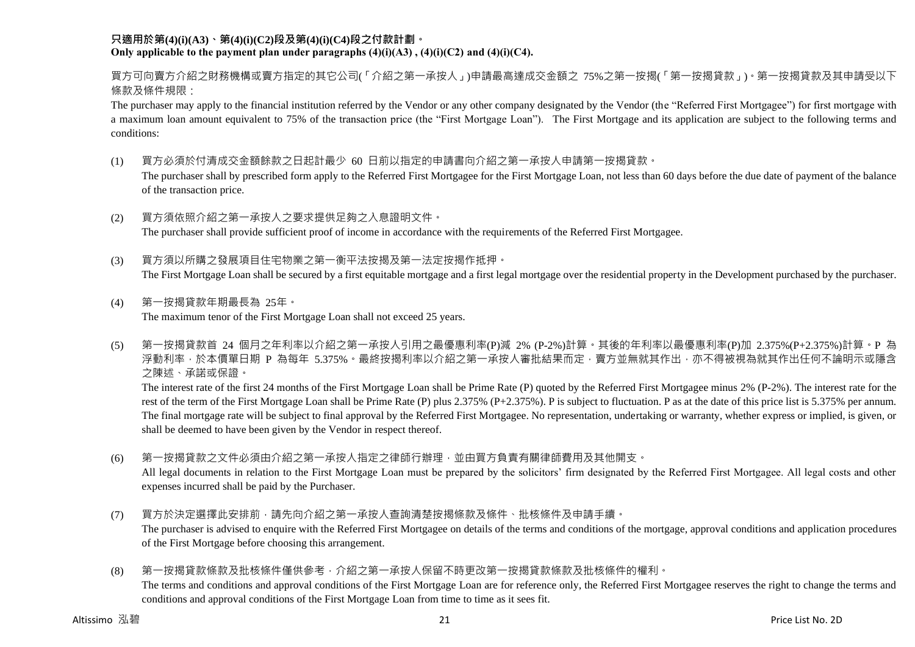**只適用於第(4)(i)(A3)、第(4)(i)(C2)段及第(4)(i)(C4)段之付款計劃。**
**Only applicable to the payment plan under paragraphs (4)(i)(A3) , (4)(i)(C2) and (4)(i)(C4).**

買方可向賣方介紹之財務機構或賣方指定的其它公司(「介紹之第一承按人」)申請最高達成交金額之 75%之第一按揭(「第一按揭貸款」)。第一按揭貸款及其申請受以下條款及條件規限：

The purchaser may apply to the financial institution referred by the Vendor or any other company designated by the Vendor (the "Referred First Mortgagee") for first mortgage with a maximum loan amount equivalent to 75% of the transaction price (the "First Mortgage Loan"). The First Mortgage and its application are subject to the following terms and conditions:

(1) 買方必須於付清成交金額餘款之日起計最少 60 日前以指定的申請書向介紹之第一承按人申請第一按揭貸款。
The purchaser shall by prescribed form apply to the Referred First Mortgagee for the First Mortgage Loan, not less than 60 days before the due date of payment of the balance of the transaction price.

(2) 買方須依照介紹之第一承按人之要求提供足夠之入息證明文件。
The purchaser shall provide sufficient proof of income in accordance with the requirements of the Referred First Mortgagee.

(3) 買方須以所購之發展項目住宅物業之第一衡平法按揭及第一法定按揭作抵押。
The First Mortgage Loan shall be secured by a first equitable mortgage and a first legal mortgage over the residential property in the Development purchased by the purchaser.

(4) 第一按揭貸款年期最長為 25年。
The maximum tenor of the First Mortgage Loan shall not exceed 25 years.

(5) 第一按揭貸款首 24 個月之年利率以介紹之第一承按人引用之最優惠利率(P)減 2% (P-2%)計算。其後的年利率以最優惠利率(P)加 2.375%(P+2.375%)計算。P 為浮動利率，於本價單日期 P 為每年 5.375%。最終按揭利率以介紹之第一承按人審批結果而定，賣方並無就其作出，亦不得被視為就其作出任何不論明示或隱含之陳述、承諾或保證。
The interest rate of the first 24 months of the First Mortgage Loan shall be Prime Rate (P) quoted by the Referred First Mortgagee minus 2% (P-2%). The interest rate for the rest of the term of the First Mortgage Loan shall be Prime Rate (P) plus 2.375% (P+2.375%). P is subject to fluctuation. P as at the date of this price list is 5.375% per annum. The final mortgage rate will be subject to final approval by the Referred First Mortgagee. No representation, undertaking or warranty, whether express or implied, is given, or shall be deemed to have been given by the Vendor in respect thereof.

(6) 第一按揭貸款之文件必須由介紹之第一承按人指定之律師行辦理，並由買方負責有關律師費用及其他開支。
All legal documents in relation to the First Mortgage Loan must be prepared by the solicitors' firm designated by the Referred First Mortgagee. All legal costs and other expenses incurred shall be paid by the Purchaser.

(7) 買方於決定選擇此安排前，請先向介紹之第一承按人查詢清楚按揭條款及條件、批核條件及申請手續。
The purchaser is advised to enquire with the Referred First Mortgagee on details of the terms and conditions of the mortgage, approval conditions and application procedures of the First Mortgage before choosing this arrangement.

(8) 第一按揭貸款條款及批核條件僅供參考，介紹之第一承按人保留不時更改第一按揭貸款條款及批核條件的權利。
The terms and conditions and approval conditions of the First Mortgage Loan are for reference only, the Referred First Mortgagee reserves the right to change the terms and conditions and approval conditions of the First Mortgage Loan from time to time as it sees fit.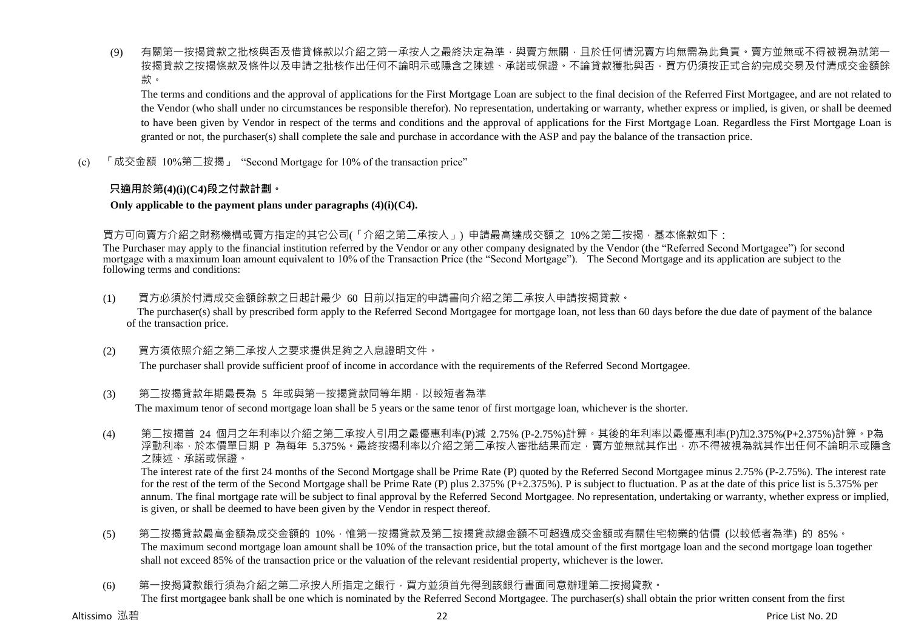(9) 有關第一按揭貸款之批核與否及借貸條款以介紹之第一承按人之最終決定為準，與賣方無關，且於任何情況賣方均無需為此負責。賣方並無或不得被視為就第一按揭貸款之按揭條款及條件以及申請之批核作出任何不論明示或隱含之陳述、承諾或保證。不論貸款獲批與否，買方仍須按正式合約完成交易及付清成交金額餘款。

The terms and conditions and the approval of applications for the First Mortgage Loan are subject to the final decision of the Referred First Mortgagee, and are not related to the Vendor (who shall under no circumstances be responsible therefor). No representation, undertaking or warranty, whether express or implied, is given, or shall be deemed to have been given by Vendor in respect of the terms and conditions and the approval of applications for the First Mortgage Loan. Regardless the First Mortgage Loan is granted or not, the purchaser(s) shall complete the sale and purchase in accordance with the ASP and pay the balance of the transaction price.

(c) 「成交金額 10%第二按揭」 "Second Mortgage for 10% of the transaction price"

**只適用於第(4)(i)(C4)段之付款計劃。**

**Only applicable to the payment plans under paragraphs (4)(i)(C4).**

買方可向賣方介紹之財務機構或賣方指定的其它公司(「介紹之第二承按人」) 申請最高達成交額之 10%之第二按揭，基本條款如下：

The Purchaser may apply to the financial institution referred by the Vendor or any other company designated by the Vendor (the "Referred Second Mortgagee") for second mortgage with a maximum loan amount equivalent to 10% of the Transaction Price (the "Second Mortgage"). The Second Mortgage and its application are subject to the following terms and conditions:

(1) 買方必須於付清成交金額餘款之日起計最少 60 日前以指定的申請書向介紹之第二承按人申請按揭貸款。

The purchaser(s) shall by prescribed form apply to the Referred Second Mortgagee for mortgage loan, not less than 60 days before the due date of payment of the balance of the transaction price.

(2) 買方須依照介紹之第二承按人之要求提供足夠之入息證明文件。

The purchaser shall provide sufficient proof of income in accordance with the requirements of the Referred Second Mortgagee.

(3) 第二按揭貸款年期最長為 5 年或與第一按揭貸款同等年期，以較短者為準

The maximum tenor of second mortgage loan shall be 5 years or the same tenor of first mortgage loan, whichever is the shorter.

(4) 第二按揭首 24 個月之年利率以介紹之第二承按人引用之最優惠利率(P)減 2.75% (P-2.75%)計算。其後的年利率以最優惠利率(P)加2.375%(P+2.375%)計算。P為浮動利率，於本價單日期 P 為每年 5.375%。最終按揭利率以介紹之第二承按人審批結果而定，賣方並無就其作出，亦不得被視為就其作出任何不論明示或隱含之陳述、承諾或保證。

The interest rate of the first 24 months of the Second Mortgage shall be Prime Rate (P) quoted by the Referred Second Mortgagee minus 2.75% (P-2.75%). The interest rate for the rest of the term of the Second Mortgage shall be Prime Rate (P) plus 2.375% (P+2.375%). P is subject to fluctuation. P as at the date of this price list is 5.375% per annum. The final mortgage rate will be subject to final approval by the Referred Second Mortgagee. No representation, undertaking or warranty, whether express or implied, is given, or shall be deemed to have been given by the Vendor in respect thereof.

(5) 第二按揭貸款最高金額為成交金額的 10%，惟第一按揭貸款及第二按揭貸款總金額不可超過成交金額或有關住宅物業的估價 (以較低者為準) 的 85%。

The maximum second mortgage loan amount shall be 10% of the transaction price, but the total amount of the first mortgage loan and the second mortgage loan together shall not exceed 85% of the transaction price or the valuation of the relevant residential property, whichever is the lower.

(6) 第一按揭貸款銀行須為介紹之第二承按人所指定之銀行，買方並須首先得到該銀行書面同意辦理第二按揭貸款。

The first mortgagee bank shall be one which is nominated by the Referred Second Mortgagee. The purchaser(s) shall obtain the prior written consent from the first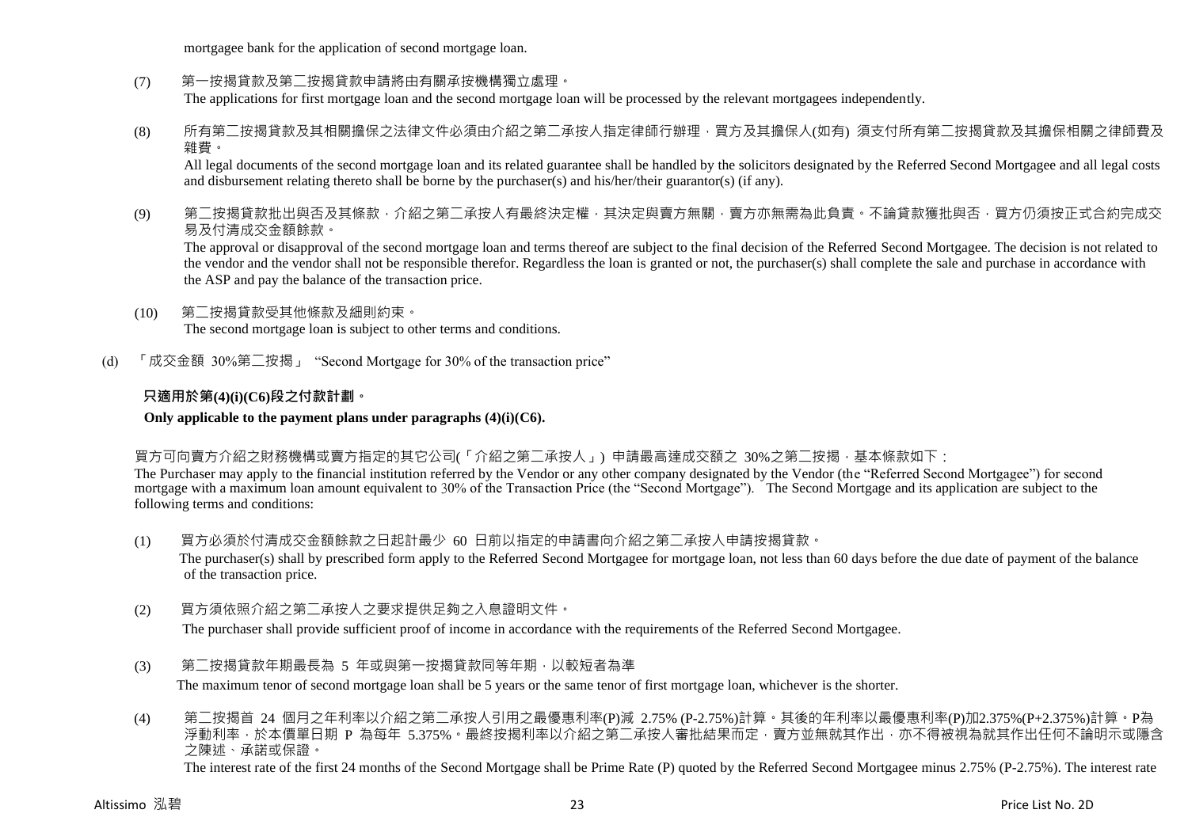mortgagee bank for the application of second mortgage loan.

(7) 第一按揭貸款及第二按揭貸款申請將由有關承按機構獨立處理。
The applications for first mortgage loan and the second mortgage loan will be processed by the relevant mortgagees independently.

(8) 所有第二按揭貸款及其相關擔保之法律文件必須由介紹之第二承按人指定律師行辦理，買方及其擔保人(如有) 須支付所有第二按揭貸款及其擔保相關之律師費及雜費。
All legal documents of the second mortgage loan and its related guarantee shall be handled by the solicitors designated by the Referred Second Mortgagee and all legal costs and disbursement relating thereto shall be borne by the purchaser(s) and his/her/their guarantor(s) (if any).

(9) 第二按揭貸款批出與否及其條款，介紹之第二承按人有最終決定權，其決定與賣方無關，賣方亦無需為此負責。不論貸款獲批與否，買方仍須按正式合約完成交易及付清成交金額餘款。
The approval or disapproval of the second mortgage loan and terms thereof are subject to the final decision of the Referred Second Mortgagee. The decision is not related to the vendor and the vendor shall not be responsible therefor. Regardless the loan is granted or not, the purchaser(s) shall complete the sale and purchase in accordance with the ASP and pay the balance of the transaction price.

(10) 第二按揭貸款受其他條款及細則約束。
The second mortgage loan is subject to other terms and conditions.

(d) 「成交金額 30%第二按揭」 "Second Mortgage for 30% of the transaction price"

**只適用於第(4)(i)(C6)段之付款計劃。**

**Only applicable to the payment plans under paragraphs (4)(i)(C6).**

買方可向賣方介紹之財務機構或賣方指定的其它公司(「介紹之第二承按人」) 申請最高達成交額之 30%之第二按揭，基本條款如下：
The Purchaser may apply to the financial institution referred by the Vendor or any other company designated by the Vendor (the "Referred Second Mortgagee") for second mortgage with a maximum loan amount equivalent to 30% of the Transaction Price (the "Second Mortgage"). The Second Mortgage and its application are subject to the following terms and conditions:

(1) 買方必須於付清成交金額餘款之日起計最少 60 日前以指定的申請書向介紹之第二承按人申請按揭貸款。
The purchaser(s) shall by prescribed form apply to the Referred Second Mortgagee for mortgage loan, not less than 60 days before the due date of payment of the balance of the transaction price.

(2) 買方須依照介紹之第二承按人之要求提供足夠之入息證明文件。
The purchaser shall provide sufficient proof of income in accordance with the requirements of the Referred Second Mortgagee.

(3) 第二按揭貸款年期最長為 5 年或與第一按揭貸款同等年期，以較短者為準
The maximum tenor of second mortgage loan shall be 5 years or the same tenor of first mortgage loan, whichever is the shorter.

(4) 第二按揭首 24 個月之年利率以介紹之第二承按人引用之最優惠利率(P)減 2.75% (P-2.75%)計算。其後的年利率以最優惠利率(P)加2.375%(P+2.375%)計算。P為浮動利率，於本價單日期 P 為每年 5.375%。最終按揭利率以介紹之第二承按人審批結果而定，賣方並無就其作出，亦不得被視為就其作出任何不論明示或隱含之陳述、承諾或保證。
The interest rate of the first 24 months of the Second Mortgage shall be Prime Rate (P) quoted by the Referred Second Mortgagee minus 2.75% (P-2.75%). The interest rate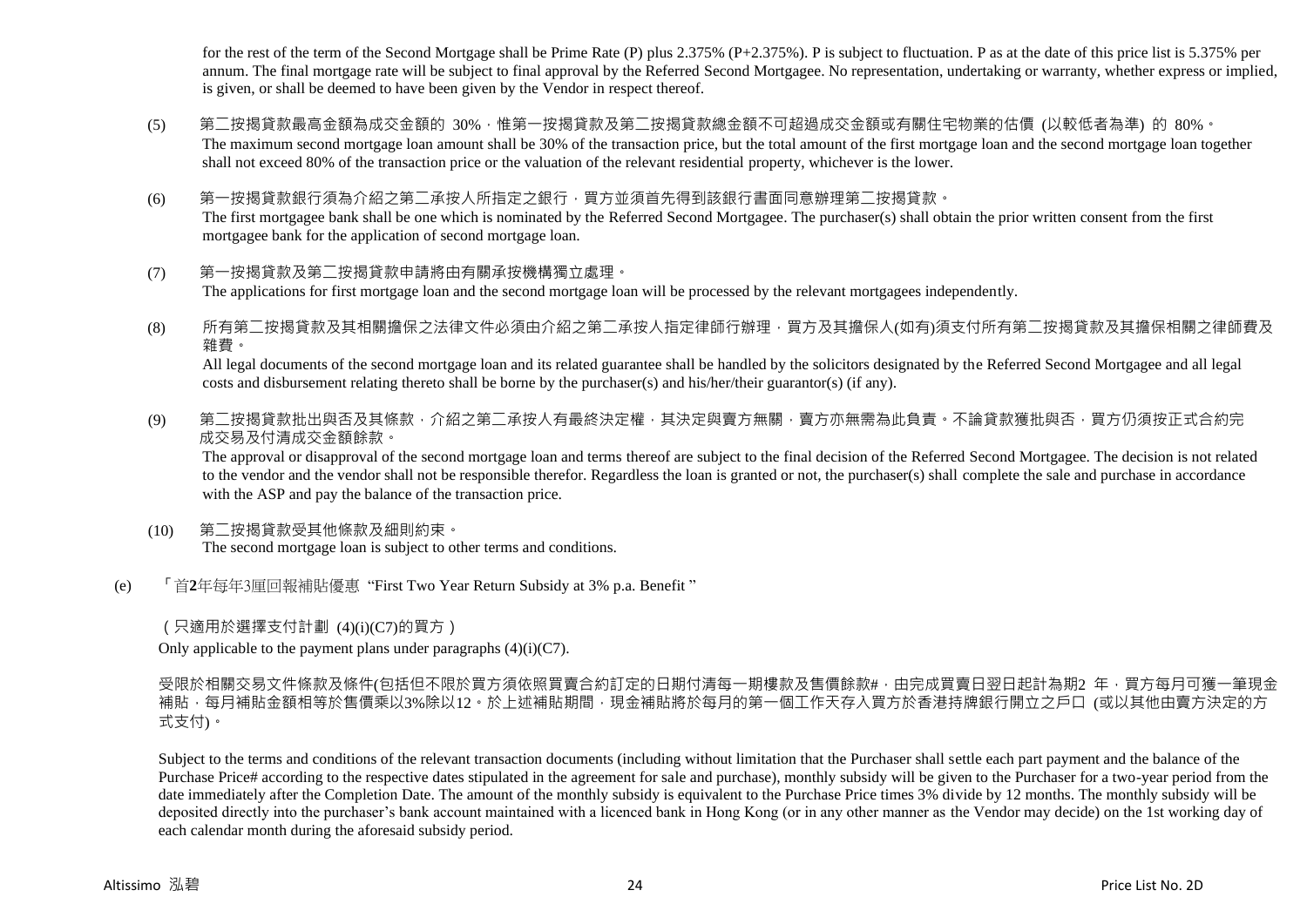for the rest of the term of the Second Mortgage shall be Prime Rate (P) plus 2.375% (P+2.375%). P is subject to fluctuation. P as at the date of this price list is 5.375% per annum. The final mortgage rate will be subject to final approval by the Referred Second Mortgagee. No representation, undertaking or warranty, whether express or implied, is given, or shall be deemed to have been given by the Vendor in respect thereof.

(5) 第二按揭貸款最高金額為成交金額的 30%，惟第一按揭貸款及第二按揭貸款總金額不可超過成交金額或有關住宅物業的估價 (以較低者為準) 的 80%。
The maximum second mortgage loan amount shall be 30% of the transaction price, but the total amount of the first mortgage loan and the second mortgage loan together shall not exceed 80% of the transaction price or the valuation of the relevant residential property, whichever is the lower.

(6) 第一按揭貸款銀行須為介紹之第二承按人所指定之銀行，買方並須首先得到該銀行書面同意辦理第二按揭貸款。
The first mortgagee bank shall be one which is nominated by the Referred Second Mortgagee. The purchaser(s) shall obtain the prior written consent from the first mortgagee bank for the application of second mortgage loan.

(7) 第一按揭貸款及第二按揭貸款申請將由有關承按機構獨立處理。
The applications for first mortgage loan and the second mortgage loan will be processed by the relevant mortgagees independently.

(8) 所有第二按揭貸款及其相關擔保之法律文件必須由介紹之第二承按人指定律師行辦理，買方及其擔保人(如有)須支付所有第二按揭貸款及其擔保相關之律師費及雜費。
All legal documents of the second mortgage loan and its related guarantee shall be handled by the solicitors designated by the Referred Second Mortgagee and all legal costs and disbursement relating thereto shall be borne by the purchaser(s) and his/her/their guarantor(s) (if any).

(9) 第二按揭貸款批出與否及其條款，介紹之第二承按人有最終決定權，其決定與賣方無關，賣方亦無需為此負責。不論貸款獲批與否，買方仍須按正式合約完成交易及付清成交金額餘款。
The approval or disapproval of the second mortgage loan and terms thereof are subject to the final decision of the Referred Second Mortgagee. The decision is not related to the vendor and the vendor shall not be responsible therefor. Regardless the loan is granted or not, the purchaser(s) shall complete the sale and purchase in accordance with the ASP and pay the balance of the transaction price.

(10) 第二按揭貸款受其他條款及細則約束。
The second mortgage loan is subject to other terms and conditions.

(e) 「首**2**年每年3厘回報補貼優惠 "First Two Year Return Subsidy at 3% p.a. Benefit "

（只適用於選擇支付計劃 (4)(i)(C7)的買方）
Only applicable to the payment plans under paragraphs (4)(i)(C7).

受限於相關交易文件條款及條件(包括但不限於買方須依照買賣合約訂定的日期付清每一期樓款及售價餘款#，由完成買賣日翌日起計為期2 年，買方每月可獲一筆現金補貼，每月補貼金額相等於售價乘以3%除以12。於上述補貼期間，現金補貼將於每月的第一個工作天存入買方於香港持牌銀行開立之戶口 (或以其他由賣方決定的方式支付)。

Subject to the terms and conditions of the relevant transaction documents (including without limitation that the Purchaser shall settle each part payment and the balance of the Purchase Price# according to the respective dates stipulated in the agreement for sale and purchase), monthly subsidy will be given to the Purchaser for a two-year period from the date immediately after the Completion Date. The amount of the monthly subsidy is equivalent to the Purchase Price times 3% divide by 12 months. The monthly subsidy will be deposited directly into the purchaser's bank account maintained with a licenced bank in Hong Kong (or in any other manner as the Vendor may decide) on the 1st working day of each calendar month during the aforesaid subsidy period.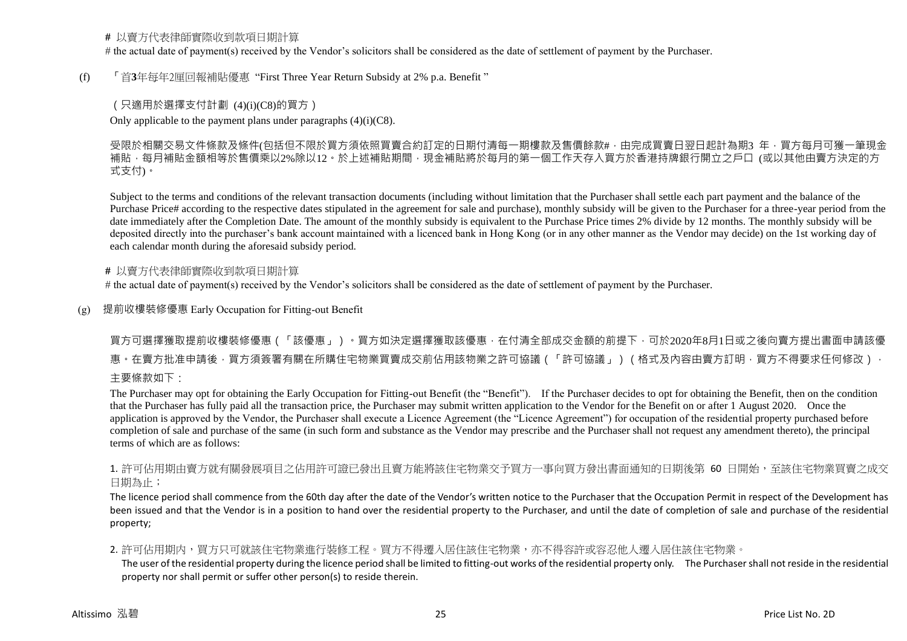\# 以賣方代表律師實際收到款項日期計算

\# the actual date of payment(s) received by the Vendor's solicitors shall be considered as the date of settlement of payment by the Purchaser.

(f) 「首**3**年每年2厘回報補貼優惠 "First Three Year Return Subsidy at 2% p.a. Benefit "

（只適用於選擇支付計劃 (4)(i)(C8)的買方）

Only applicable to the payment plans under paragraphs (4)(i)(C8).

受限於相關交易文件條款及條件(包括但不限於買方須依照買賣合約訂定的日期付清每一期樓款及售價餘款#，由完成買賣日翌日起計為期3 年，買方每月可獲一筆現金補貼，每月補貼金額相等於售價乘以2%除以12。於上述補貼期間，現金補貼將於每月的第一個工作天存入買方於香港持牌銀行開立之戶口 (或以其他由賣方決定的方式支付)。

Subject to the terms and conditions of the relevant transaction documents (including without limitation that the Purchaser shall settle each part payment and the balance of the Purchase Price# according to the respective dates stipulated in the agreement for sale and purchase), monthly subsidy will be given to the Purchaser for a three-year period from the date immediately after the Completion Date. The amount of the monthly subsidy is equivalent to the Purchase Price times 2% divide by 12 months. The monthly subsidy will be deposited directly into the purchaser's bank account maintained with a licenced bank in Hong Kong (or in any other manner as the Vendor may decide) on the 1st working day of each calendar month during the aforesaid subsidy period.

\# 以賣方代表律師實際收到款項日期計算

\# the actual date of payment(s) received by the Vendor's solicitors shall be considered as the date of settlement of payment by the Purchaser.

(g) 提前收樓裝修優惠 Early Occupation for Fitting-out Benefit

買方可選擇獲取提前收樓裝修優惠（「該優惠」）。買方如決定選擇獲取該優惠，在付清全部成交金額的前提下，可於2020年8月1日或之後向賣方提出書面申請該優惠。在賣方批准申請後，買方須簽署有關在所購住宅物業買賣成交前佔用該物業之許可協議（「許可協議」）（格式及內容由賣方訂明，買方不得要求任何修改），主要條款如下：

The Purchaser may opt for obtaining the Early Occupation for Fitting-out Benefit (the "Benefit"). If the Purchaser decides to opt for obtaining the Benefit, then on the condition that the Purchaser has fully paid all the transaction price, the Purchaser may submit written application to the Vendor for the Benefit on or after 1 August 2020. Once the application is approved by the Vendor, the Purchaser shall execute a Licence Agreement (the "Licence Agreement") for occupation of the residential property purchased before completion of sale and purchase of the same (in such form and substance as the Vendor may prescribe and the Purchaser shall not request any amendment thereto), the principal terms of which are as follows:

1. 許可佔用期由賣方就有關發展項目之佔用許可證已發出且賣方能將該住宅物業交予買方一事向買方發出書面通知的日期後第 60 日開始，至該住宅物業買賣之成交日期為止；

   The licence period shall commence from the 60th day after the date of the Vendor's written notice to the Purchaser that the Occupation Permit in respect of the Development has been issued and that the Vendor is in a position to hand over the residential property to the Purchaser, and until the date of completion of sale and purchase of the residential property;

2. 許可佔用期內，買方只可就該住宅物業進行裝修工程。買方不得遷入居住該住宅物業，亦不得容許或容忍他人遷入居住該住宅物業。

   The user of the residential property during the licence period shall be limited to fitting-out works of the residential property only. The Purchaser shall not reside in the residential property nor shall permit or suffer other person(s) to reside therein.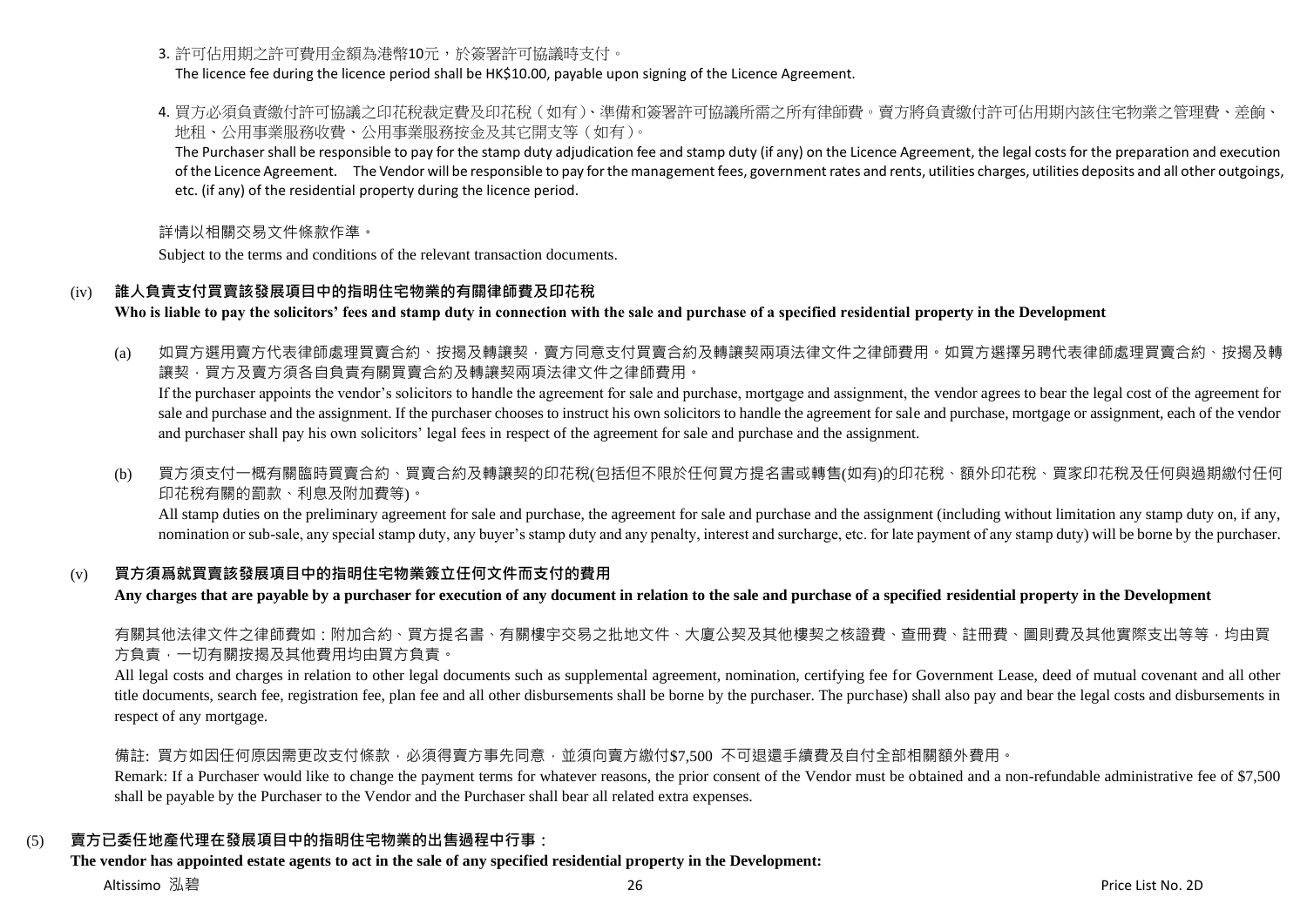3. 許可佔用期之許可費用金額為港幣10元，於簽署許可協議時支付。
   The licence fee during the licence period shall be HK$10.00, payable upon signing of the Licence Agreement.

4. 買方必須負責繳付許可協議之印花稅裁定費及印花稅（如有）、準備和簽署許可協議所需之所有律師費。賣方將負責繳付許可佔用期內該住宅物業之管理費、差餉、地租、公用事業服務收費、公用事業服務按金及其它開支等（如有）。
   The Purchaser shall be responsible to pay for the stamp duty adjudication fee and stamp duty (if any) on the Licence Agreement, the legal costs for the preparation and execution of the Licence Agreement.  The Vendor will be responsible to pay for the management fees, government rates and rents, utilities charges, utilities deposits and all other outgoings, etc. (if any) of the residential property during the licence period.

詳情以相關交易文件條款作準。

Subject to the terms and conditions of the relevant transaction documents.

### (iv) 誰人負責支付買賣該發展項目中的指明住宅物業的有關律師費及印花稅
**Who is liable to pay the solicitors' fees and stamp duty in connection with the sale and purchase of a specified residential property in the Development**

(a) 如買方選用賣方代表律師處理買賣合約、按揭及轉讓契，賣方同意支付買賣合約及轉讓契兩項法律文件之律師費用。如買方選擇另聘代表律師處理買賣合約、按揭及轉讓契，買方及賣方須各自負責有關買賣合約及轉讓契兩項法律文件之律師費用。
If the purchaser appoints the vendor's solicitors to handle the agreement for sale and purchase, mortgage and assignment, the vendor agrees to bear the legal cost of the agreement for sale and purchase and the assignment. If the purchaser chooses to instruct his own solicitors to handle the agreement for sale and purchase, mortgage or assignment, each of the vendor and purchaser shall pay his own solicitors' legal fees in respect of the agreement for sale and purchase and the assignment.

(b) 買方須支付一概有關臨時買賣合約、買賣合約及轉讓契的印花稅(包括但不限於任何買方提名書或轉售(如有)的印花稅、額外印花稅、買家印花稅及任何與過期繳付任何印花稅有關的罰款、利息及附加費等)。
All stamp duties on the preliminary agreement for sale and purchase, the agreement for sale and purchase and the assignment (including without limitation any stamp duty on, if any, nomination or sub-sale, any special stamp duty, any buyer's stamp duty and any penalty, interest and surcharge, etc. for late payment of any stamp duty) will be borne by the purchaser.

### (v) 買方須爲就買賣該發展項目中的指明住宅物業簽立任何文件而支付的費用
**Any charges that are payable by a purchaser for execution of any document in relation to the sale and purchase of a specified residential property in the Development**

有關其他法律文件之律師費如：附加合約、買方提名書、有關樓宇交易之批地文件、大廈公契及其他樓契之核證費、查冊費、註冊費、圖則費及其他實際支出等等，均由買方負責，一切有關按揭及其他費用均由買方負責。

All legal costs and charges in relation to other legal documents such as supplemental agreement, nomination, certifying fee for Government Lease, deed of mutual covenant and all other title documents, search fee, registration fee, plan fee and all other disbursements shall be borne by the purchaser. The purchase) shall also pay and bear the legal costs and disbursements in respect of any mortgage.

備註: 買方如因任何原因需更改支付條款，必須得賣方事先同意，並須向賣方繳付$7,500 不可退還手續費及自付全部相關額外費用。

Remark: If a Purchaser would like to change the payment terms for whatever reasons, the prior consent of the Vendor must be obtained and a non-refundable administrative fee of $7,500 shall be payable by the Purchaser to the Vendor and the Purchaser shall bear all related extra expenses.

## (5) 賣方已委任地產代理在發展項目中的指明住宅物業的出售過程中行事：
**The vendor has appointed estate agents to act in the sale of any specified residential property in the Development:**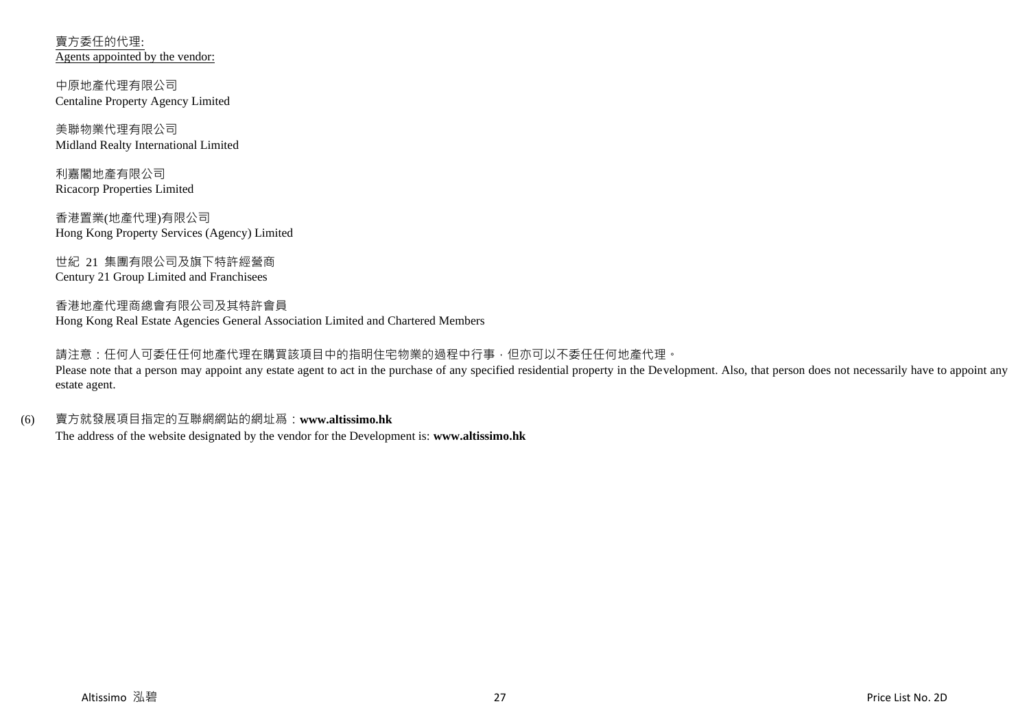賣方委任的代理:
Agents appointed by the vendor:

中原地產代理有限公司
Centaline Property Agency Limited

美聯物業代理有限公司
Midland Realty International Limited

利嘉閣地產有限公司
Ricacorp Properties Limited

香港置業(地產代理)有限公司
Hong Kong Property Services (Agency) Limited

世紀 21 集團有限公司及旗下特許經營商
Century 21 Group Limited and Franchisees

香港地產代理商總會有限公司及其特許會員
Hong Kong Real Estate Agencies General Association Limited and Chartered Members

請注意：任何人可委任任何地產代理在購買該項目中的指明住宅物業的過程中行事，但亦可以不委任任何地產代理。
Please note that a person may appoint any estate agent to act in the purchase of any specified residential property in the Development. Also, that person does not necessarily have to appoint any estate agent.

(6) 賣方就發展項目指定的互聯網網站的網址為：**www.altissimo.hk**
The address of the website designated by the vendor for the Development is: **www.altissimo.hk**